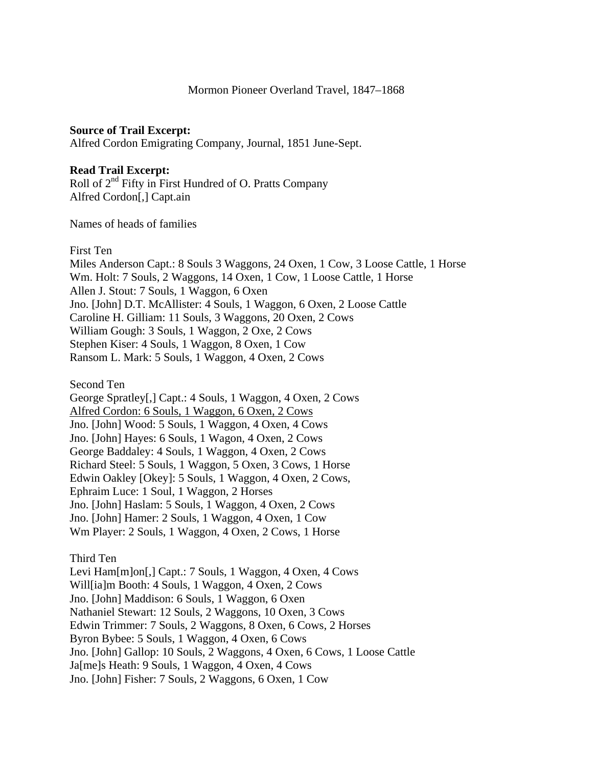Mormon Pioneer Overland Travel, 1847–1868

**Source of Trail Excerpt:**
Alfred Cordon Emigrating Company, Journal, 1851 June-Sept.

**Read Trail Excerpt:**
Roll of 2nd Fifty in First Hundred of O. Pratts Company
Alfred Cordon[,] Capt.ain

Names of heads of families

First Ten
Miles Anderson Capt.: 8 Souls 3 Waggons, 24 Oxen, 1 Cow, 3 Loose Cattle, 1 Horse
Wm. Holt: 7 Souls, 2 Waggons, 14 Oxen, 1 Cow, 1 Loose Cattle, 1 Horse
Allen J. Stout: 7 Souls, 1 Waggon, 6 Oxen
Jno. [John] D.T. McAllister: 4 Souls, 1 Waggon, 6 Oxen, 2 Loose Cattle
Caroline H. Gilliam: 11 Souls, 3 Waggons, 20 Oxen, 2 Cows
William Gough: 3 Souls, 1 Waggon, 2 Oxe, 2 Cows
Stephen Kiser: 4 Souls, 1 Waggon, 8 Oxen, 1 Cow
Ransom L. Mark: 5 Souls, 1 Waggon, 4 Oxen, 2 Cows

Second Ten
George Spratley[,] Capt.: 4 Souls, 1 Waggon, 4 Oxen, 2 Cows
<u>Alfred Cordon: 6 Souls, 1 Waggon, 6 Oxen, 2 Cows</u>
Jno. [John] Wood: 5 Souls, 1 Waggon, 4 Oxen, 4 Cows
Jno. [John] Hayes: 6 Souls, 1 Wagon, 4 Oxen, 2 Cows
George Baddaley: 4 Souls, 1 Waggon, 4 Oxen, 2 Cows
Richard Steel: 5 Souls, 1 Waggon, 5 Oxen, 3 Cows, 1 Horse
Edwin Oakley [Okey]: 5 Souls, 1 Waggon, 4 Oxen, 2 Cows,
Ephraim Luce: 1 Soul, 1 Waggon, 2 Horses
Jno. [John] Haslam: 5 Souls, 1 Waggon, 4 Oxen, 2 Cows
Jno. [John] Hamer: 2 Souls, 1 Waggon, 4 Oxen, 1 Cow
Wm Player: 2 Souls, 1 Waggon, 4 Oxen, 2 Cows, 1 Horse

Third Ten
Levi Ham[m]on[,] Capt.: 7 Souls, 1 Waggon, 4 Oxen, 4 Cows
Will[ia]m Booth: 4 Souls, 1 Waggon, 4 Oxen, 2 Cows
Jno. [John] Maddison: 6 Souls, 1 Waggon, 6 Oxen
Nathaniel Stewart: 12 Souls, 2 Waggons, 10 Oxen, 3 Cows
Edwin Trimmer: 7 Souls, 2 Waggons, 8 Oxen, 6 Cows, 2 Horses
Byron Bybee: 5 Souls, 1 Waggon, 4 Oxen, 6 Cows
Jno. [John] Gallop: 10 Souls, 2 Waggons, 4 Oxen, 6 Cows, 1 Loose Cattle
Ja[me]s Heath: 9 Souls, 1 Waggon, 4 Oxen, 4 Cows
Jno. [John] Fisher: 7 Souls, 2 Waggons, 6 Oxen, 1 Cow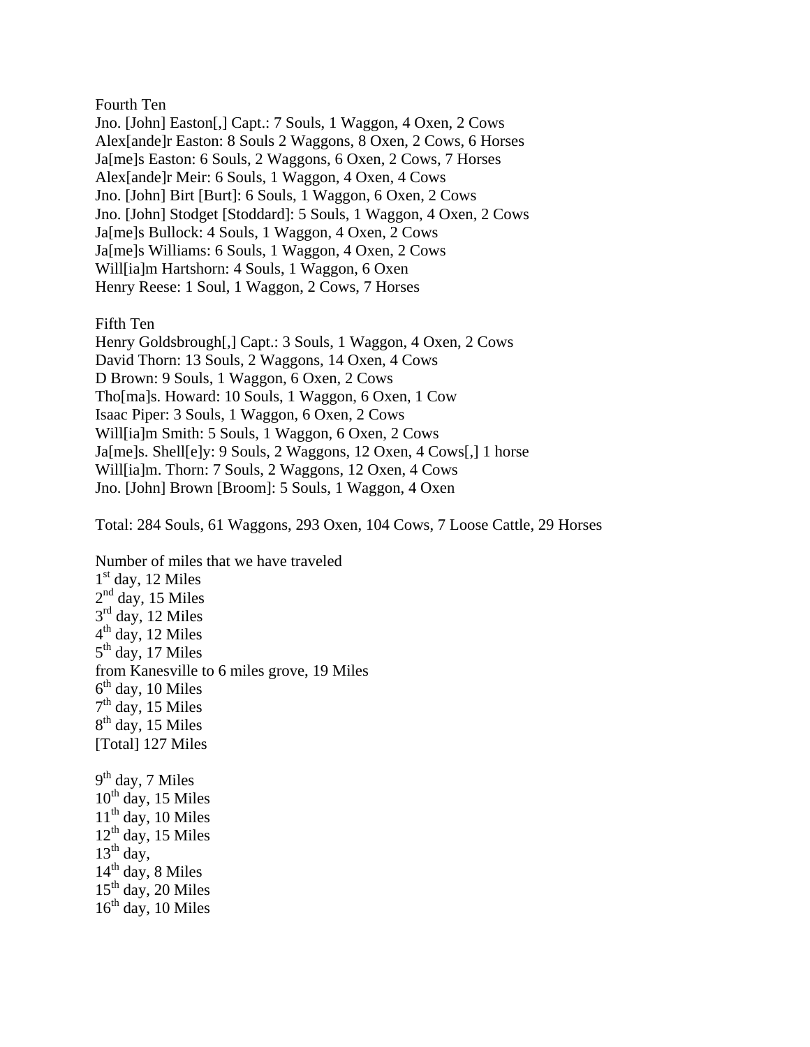Fourth Ten

Jno. [John] Easton[,] Capt.: 7 Souls, 1 Waggon, 4 Oxen, 2 Cows
Alex[ande]r Easton: 8 Souls 2 Waggons, 8 Oxen, 2 Cows, 6 Horses
Ja[me]s Easton: 6 Souls, 2 Waggons, 6 Oxen, 2 Cows, 7 Horses
Alex[ande]r Meir: 6 Souls, 1 Waggon, 4 Oxen, 4 Cows
Jno. [John] Birt [Burt]: 6 Souls, 1 Waggon, 6 Oxen, 2 Cows
Jno. [John] Stodget [Stoddard]: 5 Souls, 1 Waggon, 4 Oxen, 2 Cows
Ja[me]s Bullock: 4 Souls, 1 Waggon, 4 Oxen, 2 Cows
Ja[me]s Williams: 6 Souls, 1 Waggon, 4 Oxen, 2 Cows
Will[ia]m Hartshorn: 4 Souls, 1 Waggon, 6 Oxen
Henry Reese: 1 Soul, 1 Waggon, 2 Cows, 7 Horses

Fifth Ten

Henry Goldsbrough[,] Capt.: 3 Souls, 1 Waggon, 4 Oxen, 2 Cows
David Thorn: 13 Souls, 2 Waggons, 14 Oxen, 4 Cows
D Brown: 9 Souls, 1 Waggon, 6 Oxen, 2 Cows
Tho[ma]s. Howard: 10 Souls, 1 Waggon, 6 Oxen, 1 Cow
Isaac Piper: 3 Souls, 1 Waggon, 6 Oxen, 2 Cows
Will[ia]m Smith: 5 Souls, 1 Waggon, 6 Oxen, 2 Cows
Ja[me]s. Shell[e]y: 9 Souls, 2 Waggons, 12 Oxen, 4 Cows[,] 1 horse
Will[ia]m. Thorn: 7 Souls, 2 Waggons, 12 Oxen, 4 Cows
Jno. [John] Brown [Broom]: 5 Souls, 1 Waggon, 4 Oxen

Total: 284 Souls, 61 Waggons, 293 Oxen, 104 Cows, 7 Loose Cattle, 29 Horses

Number of miles that we have traveled
1st day, 12 Miles
2nd day, 15 Miles
3rd day, 12 Miles
4th day, 12 Miles
5th day, 17 Miles
from Kanesville to 6 miles grove, 19 Miles
6th day, 10 Miles
7th day, 15 Miles
8th day, 15 Miles
[Total] 127 Miles

9th day, 7 Miles
10th day, 15 Miles
11th day, 10 Miles
12th day, 15 Miles
13th day,
14th day, 8 Miles
15th day, 20 Miles
16th day, 10 Miles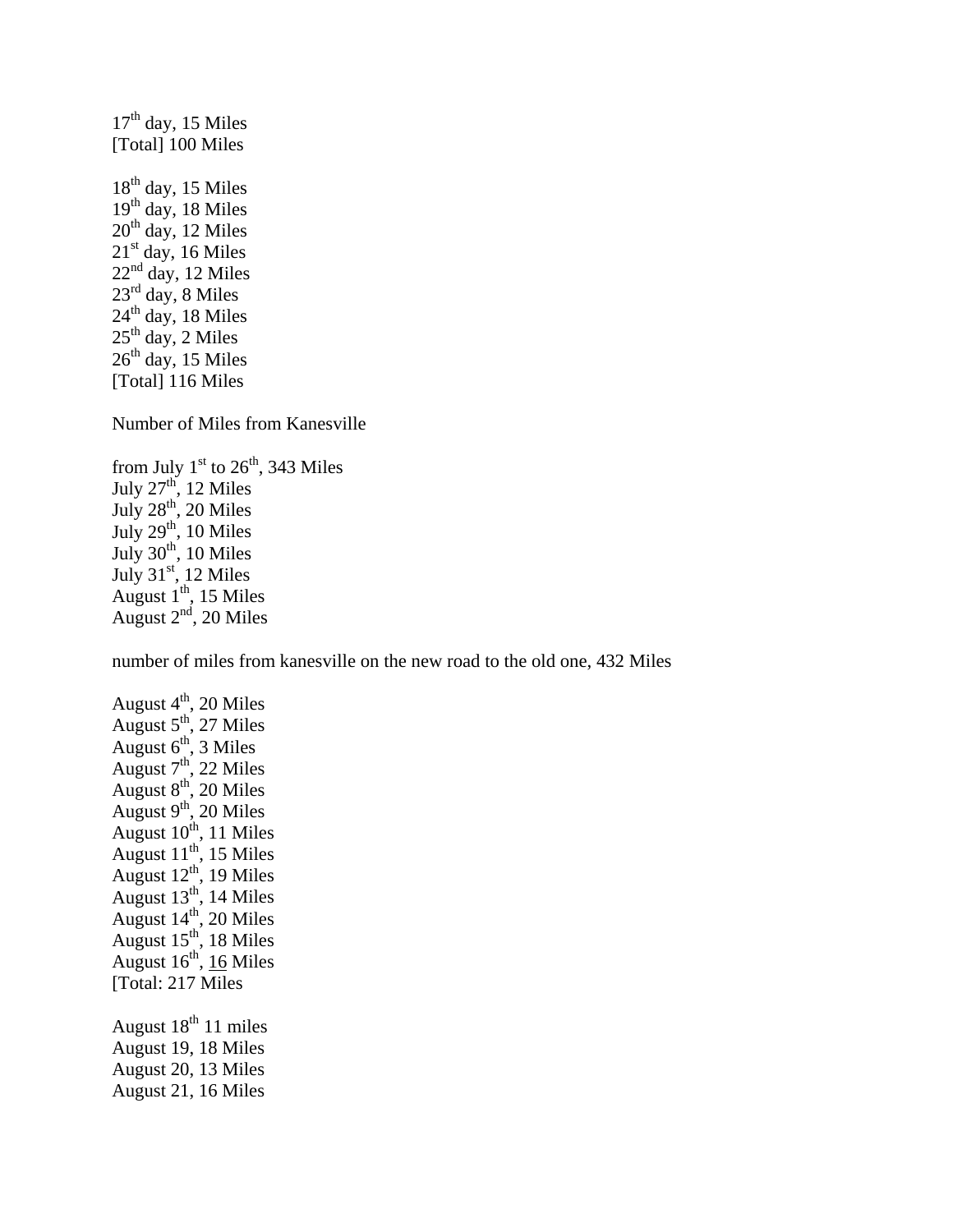17th day, 15 Miles
[Total] 100 Miles

18th day, 15 Miles
19th day, 18 Miles
20th day, 12 Miles
21st day, 16 Miles
22nd day, 12 Miles
23rd day, 8 Miles
24th day, 18 Miles
25th day, 2 Miles
26th day, 15 Miles
[Total] 116 Miles

Number of Miles from Kanesville

from July 1st to 26th, 343 Miles
July 27th, 12 Miles
July 28th, 20 Miles
July 29th, 10 Miles
July 30th, 10 Miles
July 31st, 12 Miles
August 1th, 15 Miles
August 2nd, 20 Miles

number of miles from kanesville on the new road to the old one, 432 Miles

August 4th, 20 Miles
August 5th, 27 Miles
August 6th, 3 Miles
August 7th, 22 Miles
August 8th, 20 Miles
August 9th, 20 Miles
August 10th, 11 Miles
August 11th, 15 Miles
August 12th, 19 Miles
August 13th, 14 Miles
August 14th, 20 Miles
August 15th, 18 Miles
August 16th, 16 Miles
[Total: 217 Miles

August 18th 11 miles
August 19, 18 Miles
August 20, 13 Miles
August 21, 16 Miles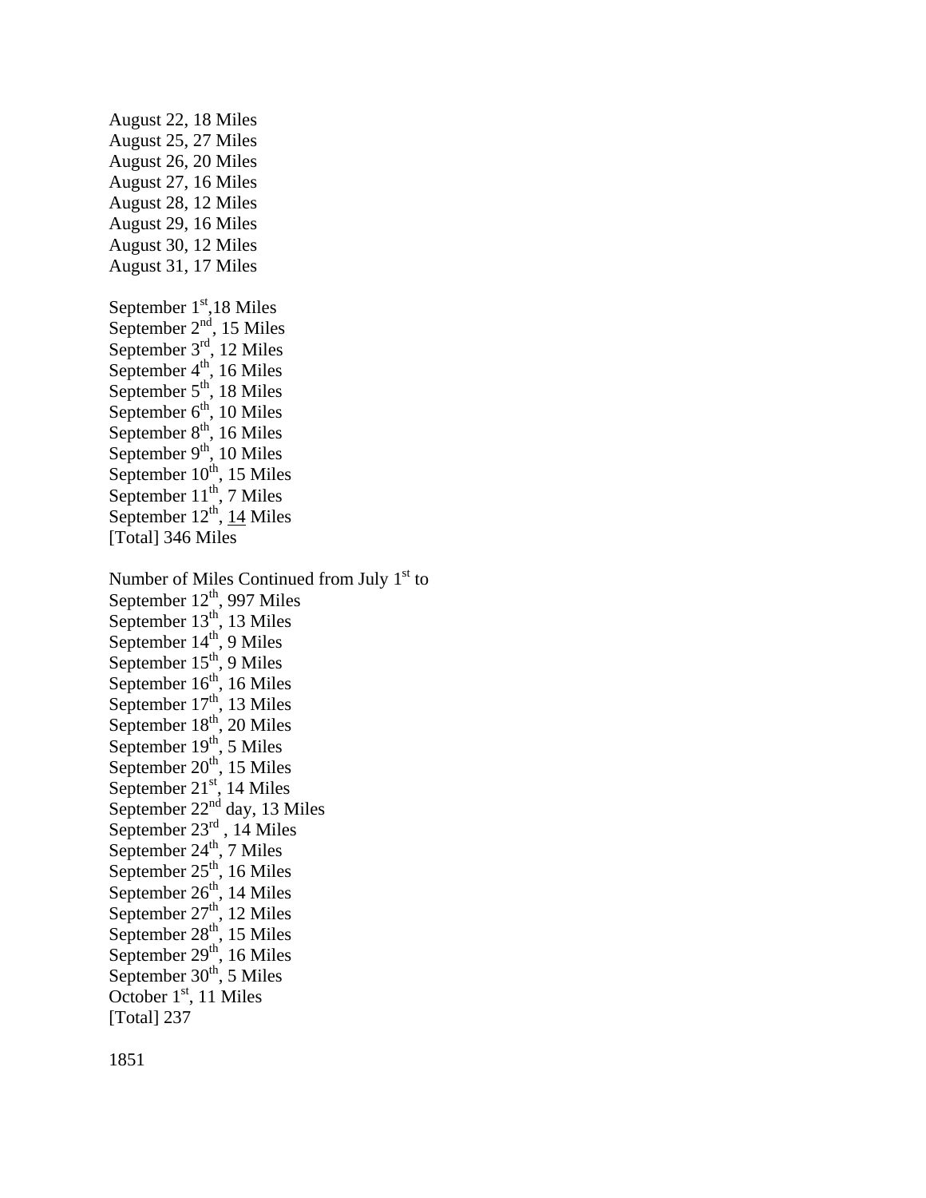August 22, 18 Miles
August 25, 27 Miles
August 26, 20 Miles
August 27, 16 Miles
August 28, 12 Miles
August 29, 16 Miles
August 30, 12 Miles
August 31, 17 Miles

September 1st,18 Miles
September 2nd, 15 Miles
September 3rd, 12 Miles
September 4th, 16 Miles
September 5th, 18 Miles
September 6th, 10 Miles
September 8th, 16 Miles
September 9th, 10 Miles
September 10th, 15 Miles
September 11th, 7 Miles
September 12th, <u>14</u> Miles
[Total] 346 Miles

Number of Miles Continued from July 1st to
September 12th, 997 Miles
September 13th, 13 Miles
September 14th, 9 Miles
September 15th, 9 Miles
September 16th, 16 Miles
September 17th, 13 Miles
September 18th, 20 Miles
September 19th, 5 Miles
September 20th, 15 Miles
September 21st, 14 Miles
September 22nd day, 13 Miles
September 23rd , 14 Miles
September 24th, 7 Miles
September 25th, 16 Miles
September 26th, 14 Miles
September 27th, 12 Miles
September 28th, 15 Miles
September 29th, 16 Miles
September 30th, 5 Miles
October 1st, 11 Miles
[Total] 237

1851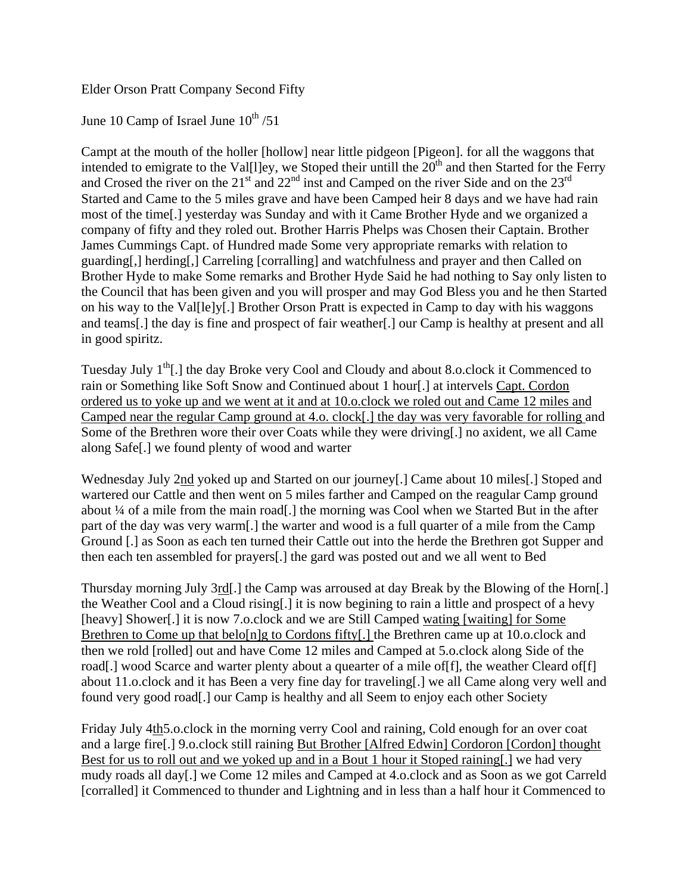Elder Orson Pratt Company Second Fifty

June 10 Camp of Israel June 10th /51

Campt at the mouth of the holler [hollow] near little pidgeon [Pigeon]. for all the waggons that intended to emigrate to the Val[l]ey, we Stoped their untill the 20th and then Started for the Ferry and Crosed the river on the 21st and 22nd inst and Camped on the river Side and on the 23rd Started and Came to the 5 miles grave and have been Camped heir 8 days and we have had rain most of the time[.] yesterday was Sunday and with it Came Brother Hyde and we organized a company of fifty and they roled out. Brother Harris Phelps was Chosen their Captain. Brother James Cummings Capt. of Hundred made Some very appropriate remarks with relation to guarding[,] herding[,] Carreling [corralling] and watchfulness and prayer and then Called on Brother Hyde to make Some remarks and Brother Hyde Said he had nothing to Say only listen to the Council that has been given and you will prosper and may God Bless you and he then Started on his way to the Val[le]y[.] Brother Orson Pratt is expected in Camp to day with his waggons and teams[.] the day is fine and prospect of fair weather[.] our Camp is healthy at present and all in good spiritz.

Tuesday July 1th[.] the day Broke very Cool and Cloudy and about 8.o.clock it Commenced to rain or Something like Soft Snow and Continued about 1 hour[.] at intervels <u>Capt. Cordon ordered us to yoke up and we went at it and at 10.o.clock we roled out and Came 12 miles and Camped near the regular Camp ground at 4.o. clock[.] the day was very favorable for rolling</u> and Some of the Brethren wore their over Coats while they were driving[.] no axident, we all Came along Safe[.] we found plenty of wood and warter

Wednesday July 2<u>nd</u> yoked up and Started on our journey[.] Came about 10 miles[.] Stoped and wartered our Cattle and then went on 5 miles farther and Camped on the reagular Camp ground about ¼ of a mile from the main road[.] the morning was Cool when we Started But in the after part of the day was very warm[.] the warter and wood is a full quarter of a mile from the Camp Ground [.] as Soon as each ten turned their Cattle out into the herde the Brethren got Supper and then each ten assembled for prayers[.] the gard was posted out and we all went to Bed

Thursday morning July 3<u>rd</u>[.] the Camp was arroused at day Break by the Blowing of the Horn[.] the Weather Cool and a Cloud rising[.] it is now begining to rain a little and prospect of a hevy [heavy] Shower[.] it is now 7.o.clock and we are Still Camped <u>wating [waiting] for Some Brethren to Come up that belo[n]g to Cordons fifty[.]</u> the Brethren came up at 10.o.clock and then we rold [rolled] out and have Come 12 miles and Camped at 5.o.clock along Side of the road[.] wood Scarce and warter plenty about a quearter of a mile of[f], the weather Cleard of[f] about 11.o.clock and it has Been a very fine day for traveling[.] we all Came along very well and found very good road[.] our Camp is healthy and all Seem to enjoy each other Society

Friday July 4<u>th</u>5.o.clock in the morning verry Cool and raining, Cold enough for an over coat and a large fire[.] 9.o.clock still raining <u>But Brother [Alfred Edwin] Cordoron [Cordon] thought Best for us to roll out and we yoked up and in a Bout 1 hour it Stoped raining[.]</u> we had very mudy roads all day[.] we Come 12 miles and Camped at 4.o.clock and as Soon as we got Carreld [corralled] it Commenced to thunder and Lightning and in less than a half hour it Commenced to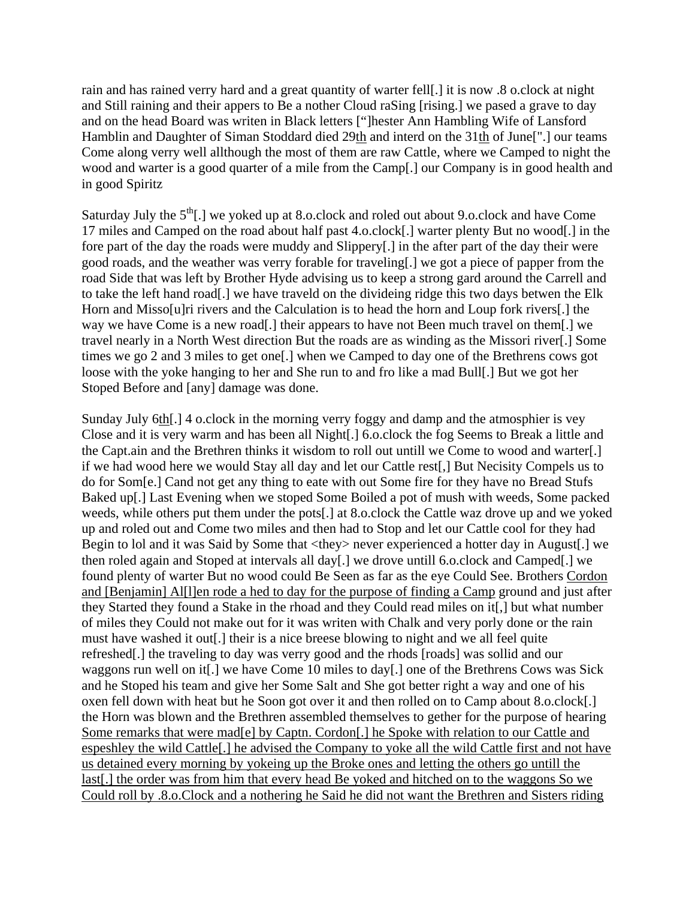rain and has rained verry hard and a great quantity of warter fell[.] it is now .8 o.clock at night and Still raining and their appers to Be a nother Cloud raSing [rising.] we pased a grave to day and on the head Board was writen in Black letters ["]hester Ann Hambling Wife of Lansford Hamblin and Daughter of Siman Stoddard died 29<u>th</u> and interd on the 31<u>th</u> of June[".] our teams Come along verry well allthough the most of them are raw Cattle, where we Camped to night the wood and warter is a good quarter of a mile from the Camp[.] our Company is in good health and in good Spiritz

Saturday July the 5th[.] we yoked up at 8.o.clock and roled out about 9.o.clock and have Come 17 miles and Camped on the road about half past 4.o.clock[.] warter plenty But no wood[.] in the fore part of the day the roads were muddy and Slippery[.] in the after part of the day their were good roads, and the weather was verry forable for traveling[.] we got a piece of papper from the road Side that was left by Brother Hyde advising us to keep a strong gard around the Carrell and to take the left hand road[.] we have traveld on the divideing ridge this two days betwen the Elk Horn and Misso[u]ri rivers and the Calculation is to head the horn and Loup fork rivers[.] the way we have Come is a new road[.] their appears to have not Been much travel on them[.] we travel nearly in a North West direction But the roads are as winding as the Missori river[.] Some times we go 2 and 3 miles to get one[.] when we Camped to day one of the Brethrens cows got loose with the yoke hanging to her and She run to and fro like a mad Bull[.] But we got her Stoped Before and [any] damage was done.

Sunday July 6<u>th</u>[.] 4 o.clock in the morning verry foggy and damp and the atmosphier is vey Close and it is very warm and has been all Night[.] 6.o.clock the fog Seems to Break a little and the Capt.ain and the Brethren thinks it wisdom to roll out untill we Come to wood and warter[.] if we had wood here we would Stay all day and let our Cattle rest[,] But Necisity Compels us to do for Som[e.] Cand not get any thing to eate with out Some fire for they have no Bread Stufs Baked up[.] Last Evening when we stoped Some Boiled a pot of mush with weeds, Some packed weeds, while others put them under the pots[.] at 8.o.clock the Cattle waz drove up and we yoked up and roled out and Come two miles and then had to Stop and let our Cattle cool for they had Begin to lol and it was Said by Some that <they> never experienced a hotter day in August[.] we then roled again and Stoped at intervals all day[.] we drove untill 6.o.clock and Camped[.] we found plenty of warter But no wood could Be Seen as far as the eye Could See. Brothers <u>Cordon and [Benjamin] Al[l]en rode a hed to day for the purpose of finding a Camp</u> ground and just after they Started they found a Stake in the rhoad and they Could read miles on it[,] but what number of miles they Could not make out for it was writen with Chalk and very porly done or the rain must have washed it out[.] their is a nice breese blowing to night and we all feel quite refreshed[.] the traveling to day was verry good and the rhods [roads] was sollid and our waggons run well on it[.] we have Come 10 miles to day[.] one of the Brethrens Cows was Sick and he Stoped his team and give her Some Salt and She got better right a way and one of his oxen fell down with heat but he Soon got over it and then rolled on to Camp about 8.o.clock[.] the Horn was blown and the Brethren assembled themselves to gether for the purpose of hearing <u>Some remarks that were mad[e] by Captn. Cordon[.] he Spoke with relation to our Cattle and espeshley the wild Cattle[.] he advised the Company to yoke all the wild Cattle first and not have us detained every morning by yokeing up the Broke ones and letting the others go untill the last[.] the order was from him that every head Be yoked and hitched on to the waggons So we Could roll by .8.o.Clock and a nothering he Said he did not want the Brethren and Sisters riding</u>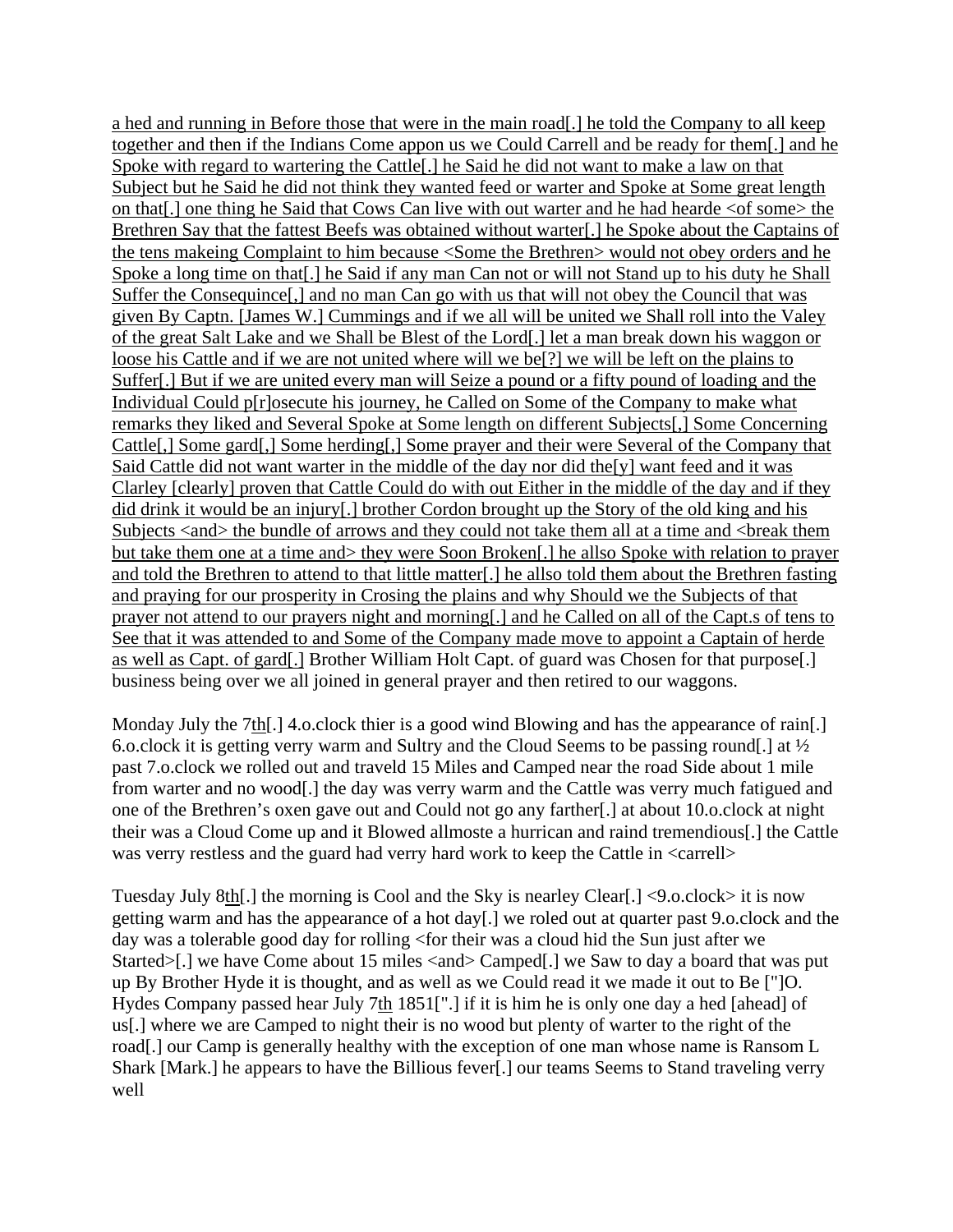a hed and running in Before those that were in the main road[.] he told the Company to all keep together and then if the Indians Come appon us we Could Carrell and be ready for them[.] and he Spoke with regard to wartering the Cattle[.] he Said he did not want to make a law on that Subject but he Said he did not think they wanted feed or warter and Spoke at Some great length on that[.] one thing he Said that Cows Can live with out warter and he had hearde <of some> the Brethren Say that the fattest Beefs was obtained without warter[.] he Spoke about the Captains of the tens makeing Complaint to him because <Some the Brethren> would not obey orders and he Spoke a long time on that[.] he Said if any man Can not or will not Stand up to his duty he Shall Suffer the Consequince[,] and no man Can go with us that will not obey the Council that was given By Captn. [James W.] Cummings and if we all will be united we Shall roll into the Valey of the great Salt Lake and we Shall be Blest of the Lord[.] let a man break down his waggon or loose his Cattle and if we are not united where will we be[?] we will be left on the plains to Suffer[.] But if we are united every man will Seize a pound or a fifty pound of loading and the Individual Could p[r]osecute his journey, he Called on Some of the Company to make what remarks they liked and Several Spoke at Some length on different Subjects[,] Some Concerning Cattle[,] Some gard[,] Some herding[,] Some prayer and their were Several of the Company that Said Cattle did not want warter in the middle of the day nor did the[y] want feed and it was Clarley [clearly] proven that Cattle Could do with out Either in the middle of the day and if they did drink it would be an injury[.] brother Cordon brought up the Story of the old king and his Subjects <and> the bundle of arrows and they could not take them all at a time and <break them but take them one at a time and> they were Soon Broken[.] he allso Spoke with relation to prayer and told the Brethren to attend to that little matter[.] he allso told them about the Brethren fasting and praying for our prosperity in Crosing the plains and why Should we the Subjects of that prayer not attend to our prayers night and morning[.] and he Called on all of the Capt.s of tens to See that it was attended to and Some of the Company made move to appoint a Captain of herde as well as Capt. of gard[.] Brother William Holt Capt. of guard was Chosen for that purpose[.] business being over we all joined in general prayer and then retired to our waggons.

Monday July the 7th[.] 4.o.clock thier is a good wind Blowing and has the appearance of rain[.] 6.o.clock it is getting verry warm and Sultry and the Cloud Seems to be passing round[.] at ½ past 7.o.clock we rolled out and traveld 15 Miles and Camped near the road Side about 1 mile from warter and no wood[.] the day was very warm and the Cattle was very much fatigued and one of the Brethren's oxen gave out and Could not go any farther[.] at about 10.o.clock at night their was a Cloud Come up and it Blowed allmoste a hurrican and raind tremendious[.] the Cattle was verry restless and the guard had verry hard work to keep the Cattle in <carrell>

Tuesday July 8th[.] the morning is Cool and the Sky is nearley Clear[.] <9.o.clock> it is now getting warm and has the appearance of a hot day[.] we roled out at quarter past 9.o.clock and the day was a tolerable good day for rolling <for their was a cloud hid the Sun just after we Started>[.] we have Come about 15 miles <and> Camped[.] we Saw to day a board that was put up By Brother Hyde it is thought, and as well as we Could read it we made it out to Be ["]O. Hydes Company passed hear July 7th 1851[".] if it is him he is only one day a hed [ahead] of us[.] where we are Camped to night their is no wood but plenty of warter to the right of the road[.] our Camp is generally healthy with the exception of one man whose name is Ransom L Shark [Mark.] he appears to have the Billious fever[.] our teams Seems to Stand traveling verry well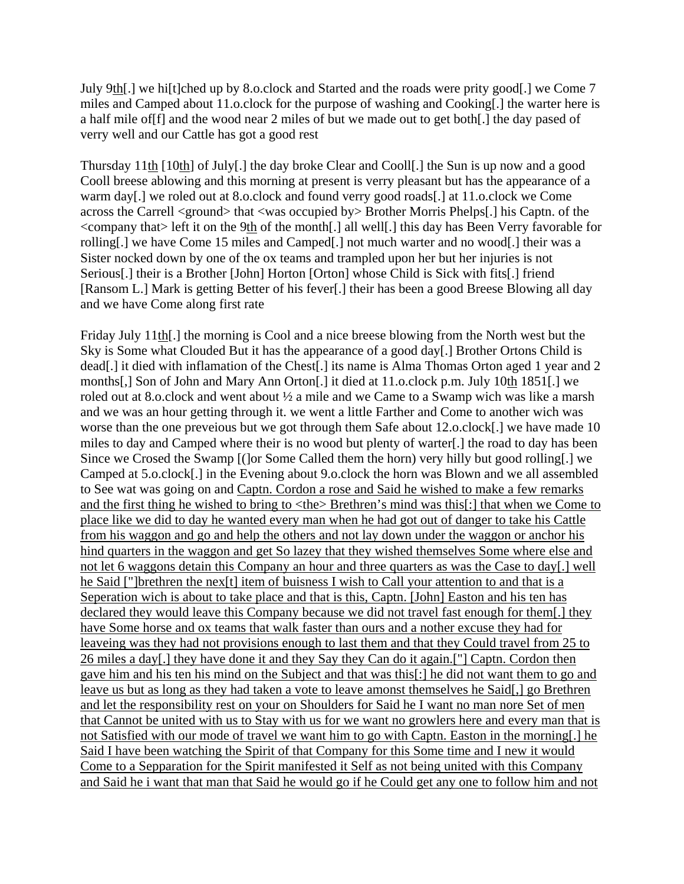July 9th[.] we hi[t]ched up by 8.o.clock and Started and the roads were prity good[.] we Come 7 miles and Camped about 11.o.clock for the purpose of washing and Cooking[.] the warter here is a half mile of[f] and the wood near 2 miles of but we made out to get both[.] the day pased of verry well and our Cattle has got a good rest

Thursday 11th [10th] of July[.] the day broke Clear and Cooll[.] the Sun is up now and a good Cooll breese ablowing and this morning at present is verry pleasant but has the appearance of a warm day[.] we roled out at 8.o.clock and found verry good roads[.] at 11.o.clock we Come across the Carrell <ground> that <was occupied by> Brother Morris Phelps[.] his Captn. of the <company that> left it on the 9th of the month[.] all well[.] this day has Been Verry favorable for rolling[.] we have Come 15 miles and Camped[.] not much warter and no wood[.] their was a Sister nocked down by one of the ox teams and trampled upon her but her injuries is not Serious[.] their is a Brother [John] Horton [Orton] whose Child is Sick with fits[.] friend [Ransom L.] Mark is getting Better of his fever[.] their has been a good Breese Blowing all day and we have Come along first rate

Friday July 11th[.] the morning is Cool and a nice breese blowing from the North west but the Sky is Some what Clouded But it has the appearance of a good day[.] Brother Ortons Child is dead[.] it died with inflamation of the Chest[.] its name is Alma Thomas Orton aged 1 year and 2 months[,] Son of John and Mary Ann Orton[.] it died at 11.o.clock p.m. July 10th 1851[.] we roled out at 8.o.clock and went about ½ a mile and we Came to a Swamp wich was like a marsh and we was an hour getting through it. we went a little Farther and Come to another wich was worse than the one preveious but we got through them Safe about 12.o.clock[.] we have made 10 miles to day and Camped where their is no wood but plenty of warter[.] the road to day has been Since we Crosed the Swamp [(]or Some Called them the horn) very hilly but good rolling[.] we Camped at 5.o.clock[.] in the Evening about 9.o.clock the horn was Blown and we all assembled to See wat was going on and Captn. Cordon a rose and Said he wished to make a few remarks and the first thing he wished to bring to <the> Brethren's mind was this[:] that when we Come to place like we did to day he wanted every man when he had got out of danger to take his Cattle from his waggon and go and help the others and not lay down under the waggon or anchor his hind quarters in the waggon and get So lazey that they wished themselves Some where else and not let 6 waggons detain this Company an hour and three quarters as was the Case to day[.] well he Said ["]brethren the nex[t] item of buisness I wish to Call your attention to and that is a Seperation wich is about to take place and that is this, Captn. [John] Easton and his ten has declared they would leave this Company because we did not travel fast enough for them[.] they have Some horse and ox teams that walk faster than ours and a nother excuse they had for leaveing was they had not provisions enough to last them and that they Could travel from 25 to 26 miles a day[.] they have done it and they Say they Can do it again.["] Captn. Cordon then gave him and his ten his mind on the Subject and that was this[:] he did not want them to go and leave us but as long as they had taken a vote to leave amonst themselves he Said[,] go Brethren and let the responsibility rest on your on Shoulders for Said he I want no man nore Set of men that Cannot be united with us to Stay with us for we want no growlers here and every man that is not Satisfied with our mode of travel we want him to go with Captn. Easton in the morning[.] he Said I have been watching the Spirit of that Company for this Some time and I new it would Come to a Sepparation for the Spirit manifested it Self as not being united with this Company and Said he i want that man that Said he would go if he Could get any one to follow him and not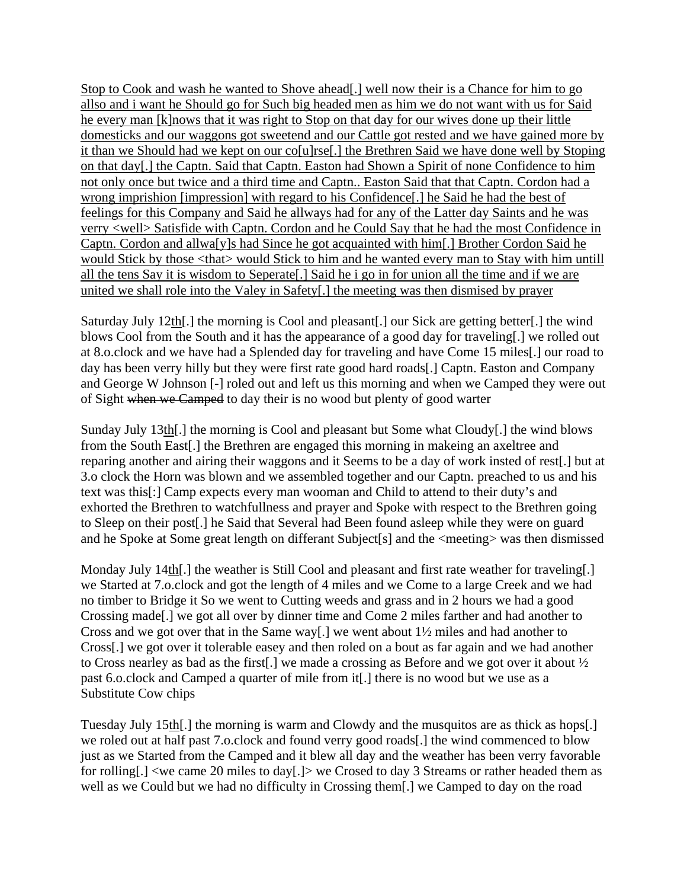Stop to Cook and wash he wanted to Shove ahead[.] well now their is a Chance for him to go allso and i want he Should go for Such big headed men as him we do not want with us for Said he every man [k]nows that it was right to Stop on that day for our wives done up their little domesticks and our waggons got sweetend and our Cattle got rested and we have gained more by it than we Should had we kept on our co[u]rse[.] the Brethren Said we have done well by Stoping on that day[.] the Captn. Said that Captn. Easton had Shown a Spirit of none Confidence to him not only once but twice and a third time and Captn.. Easton Said that that Captn. Cordon had a wrong imprishion [impression] with regard to his Confidence[.] he Said he had the best of feelings for this Company and Said he allways had for any of the Latter day Saints and he was verry <well> Satisfide with Captn. Cordon and he Could Say that he had the most Confidence in Captn. Cordon and allwa[y]s had Since he got acquainted with him[.] Brother Cordon Said he would Stick by those <that> would Stick to him and he wanted every man to Stay with him untill all the tens Say it is wisdom to Seperate[.] Said he i go in for union all the time and if we are united we shall role into the Valey in Safety[.] the meeting was then dismised by prayer

Saturday July 12th[.] the morning is Cool and pleasant[.] our Sick are getting better[.] the wind blows Cool from the South and it has the appearance of a good day for traveling[.] we rolled out at 8.o.clock and we have had a Splended day for traveling and have Come 15 miles[.] our road to day has been verry hilly but they were first rate good hard roads[.] Captn. Easton and Company and George W Johnson [-] roled out and left us this morning and when we Camped they were out of Sight ~~when we Camped~~ to day their is no wood but plenty of good warter

Sunday July 13th[.] the morning is Cool and pleasant but Some what Cloudy[.] the wind blows from the South East[.] the Brethren are engaged this morning in makeing an axeltree and reparing another and airing their waggons and it Seems to be a day of work insted of rest[.] but at 3.o clock the Horn was blown and we assembled together and our Captn. preached to us and his text was this[:] Camp expects every man wooman and Child to attend to their duty's and exhorted the Brethren to watchfullness and prayer and Spoke with respect to the Brethren going to Sleep on their post[.] he Said that Several had Been found asleep while they were on guard and he Spoke at Some great length on differant Subject[s] and the <meeting> was then dismissed

Monday July 14th[.] the weather is Still Cool and pleasant and first rate weather for traveling[.] we Started at 7.o.clock and got the length of 4 miles and we Come to a large Creek and we had no timber to Bridge it So we went to Cutting weeds and grass and in 2 hours we had a good Crossing made[.] we got all over by dinner time and Come 2 miles farther and had another to Cross and we got over that in the Same way[.] we went about 1½ miles and had another to Cross[.] we got over it tolerable easey and then roled on a bout as far again and we had another to Cross nearley as bad as the first[.] we made a crossing as Before and we got over it about ½ past 6.o.clock and Camped a quarter of mile from it[.] there is no wood but we use as a Substitute Cow chips

Tuesday July 15th[.] the morning is warm and Clowdy and the musquitos are as thick as hops[.] we roled out at half past 7.o.clock and found verry good roads[.] the wind commenced to blow just as we Started from the Camped and it blew all day and the weather has been verry favorable for rolling[.] <we came 20 miles to day[.]> we Crosed to day 3 Streams or rather headed them as well as we Could but we had no difficulty in Crossing them[.] we Camped to day on the road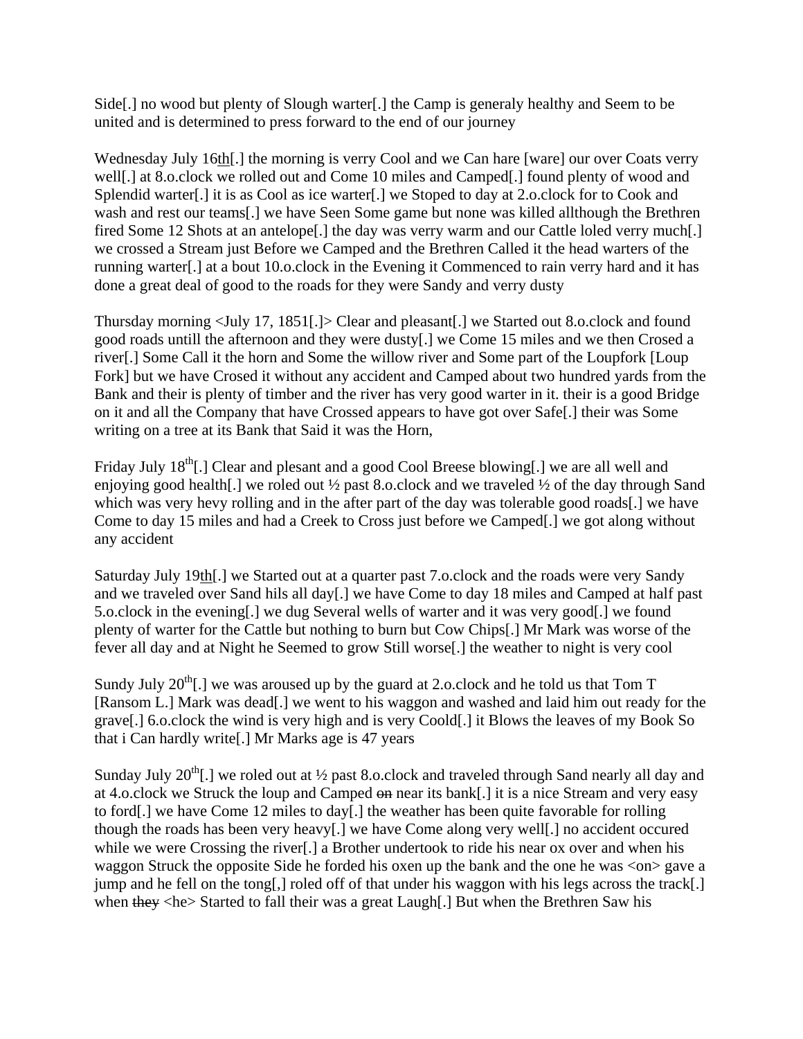Side[.] no wood but plenty of Slough warter[.] the Camp is generaly healthy and Seem to be united and is determined to press forward to the end of our journey

Wednesday July 16th[.] the morning is verry Cool and we Can hare [ware] our over Coats verry well[.] at 8.o.clock we rolled out and Come 10 miles and Camped[.] found plenty of wood and Splendid warter[.] it is as Cool as ice warter[.] we Stoped to day at 2.o.clock for to Cook and wash and rest our teams[.] we have Seen Some game but none was killed allthough the Brethren fired Some 12 Shots at an antelope[.] the day was verry warm and our Cattle loled verry much[.] we crossed a Stream just Before we Camped and the Brethren Called it the head warters of the running warter[.] at a bout 10.o.clock in the Evening it Commenced to rain verry hard and it has done a great deal of good to the roads for they were Sandy and verry dusty

Thursday morning <July 17, 1851[.]> Clear and pleasant[.] we Started out 8.o.clock and found good roads untill the afternoon and they were dusty[.] we Come 15 miles and we then Crosed a river[.] Some Call it the horn and Some the willow river and Some part of the Loupfork [Loup Fork] but we have Crosed it without any accident and Camped about two hundred yards from the Bank and their is plenty of timber and the river has very good warter in it. their is a good Bridge on it and all the Company that have Crossed appears to have got over Safe[.] their was Some writing on a tree at its Bank that Said it was the Horn,

Friday July 18th[.] Clear and plesant and a good Cool Breese blowing[.] we are all well and enjoying good health[.] we roled out ½ past 8.o.clock and we traveled ½ of the day through Sand which was very hevy rolling and in the after part of the day was tolerable good roads[.] we have Come to day 15 miles and had a Creek to Cross just before we Camped[.] we got along without any accident

Saturday July 19th[.] we Started out at a quarter past 7.o.clock and the roads were very Sandy and we traveled over Sand hils all day[.] we have Come to day 18 miles and Camped at half past 5.o.clock in the evening[.] we dug Several wells of warter and it was very good[.] we found plenty of warter for the Cattle but nothing to burn but Cow Chips[.] Mr Mark was worse of the fever all day and at Night he Seemed to grow Still worse[.] the weather to night is very cool

Sundy July 20th[.] we was aroused up by the guard at 2.o.clock and he told us that Tom T [Ransom L.] Mark was dead[.] we went to his waggon and washed and laid him out ready for the grave[.] 6.o.clock the wind is very high and is very Coold[.] it Blows the leaves of my Book So that i Can hardly write[.] Mr Marks age is 47 years

Sunday July 20th[.] we roled out at ½ past 8.o.clock and traveled through Sand nearly all day and at 4.o.clock we Struck the loup and Camped ~~on~~ near its bank[.] it is a nice Stream and very easy to ford[.] we have Come 12 miles to day[.] the weather has been quite favorable for rolling though the roads has been very heavy[.] we have Come along very well[.] no accident occured while we were Crossing the river[.] a Brother undertook to ride his near ox over and when his waggon Struck the opposite Side he forded his oxen up the bank and the one he was <on> gave a jump and he fell on the tong[,] roled off of that under his waggon with his legs across the track[.] when ~~they~~ <he> Started to fall their was a great Laugh[.] But when the Brethren Saw his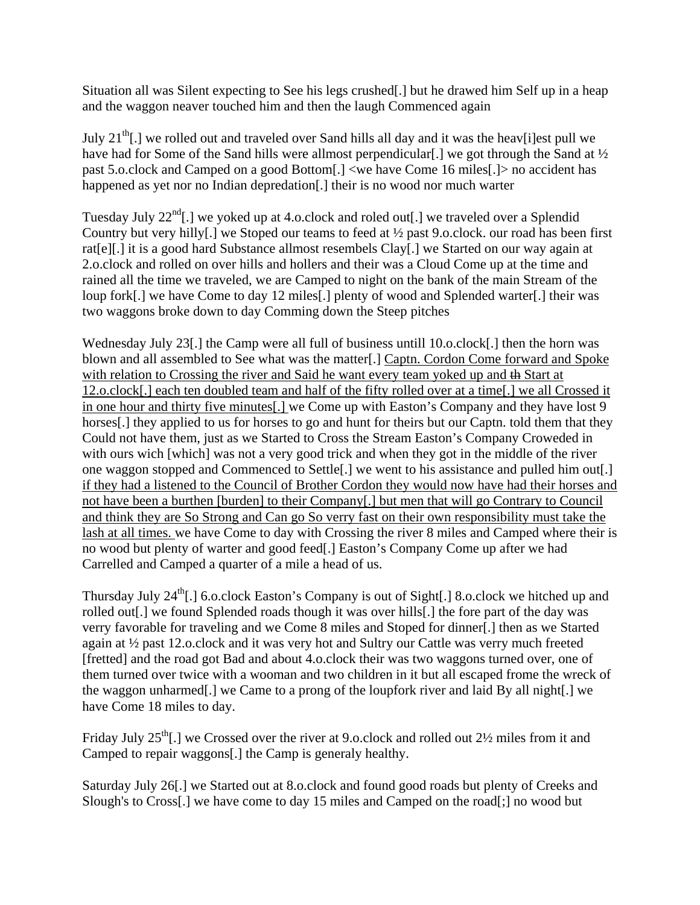Situation all was Silent expecting to See his legs crushed[.] but he drawed him Self up in a heap and the waggon neaver touched him and then the laugh Commenced again

July 21th[.] we rolled out and traveled over Sand hills all day and it was the heav[i]est pull we have had for Some of the Sand hills were allmost perpendicular[.] we got through the Sand at ½ past 5.o.clock and Camped on a good Bottom[.] <we have Come 16 miles[.]> no accident has happened as yet nor no Indian depredation[.] their is no wood nor much warter

Tuesday July 22nd[.] we yoked up at 4.o.clock and roled out[.] we traveled over a Splendid Country but very hilly[.] we Stoped our teams to feed at ½ past 9.o.clock. our road has been first rat[e][.] it is a good hard Substance allmost resembels Clay[.] we Started on our way again at 2.o.clock and rolled on over hills and hollers and their was a Cloud Come up at the time and rained all the time we traveled, we are Camped to night on the bank of the main Stream of the loup fork[.] we have Come to day 12 miles[.] plenty of wood and Splended warter[.] their was two waggons broke down to day Comming down the Steep pitches

Wednesday July 23[.] the Camp were all full of business untill 10.o.clock[.] then the horn was blown and all assembled to See what was the matter[.] <u>Captn. Cordon Come forward and Spoke with relation to Crossing the river and Said he want every team yoked up and ~~th~~ Start at 12.o.clock[.] each ten doubled team and half of the fifty rolled over at a time[.] we all Crossed it in one hour and thirty five minutes[.]</u> we Come up with Easton's Company and they have lost 9 horses[.] they applied to us for horses to go and hunt for theirs but our Captn. told them that they Could not have them, just as we Started to Cross the Stream Easton's Company Croweded in with ours wich [which] was not a very good trick and when they got in the middle of the river one waggon stopped and Commenced to Settle[.] we went to his assistance and pulled him out[.] <u>if they had a listened to the Council of Brother Cordon they would now have had their horses and not have been a burthen [burden] to their Company[.] but men that will go Contrary to Council and think they are So Strong and Can go So verry fast on their own responsibility must take the lash at all times.</u> we have Come to day with Crossing the river 8 miles and Camped where their is no wood but plenty of warter and good feed[.] Easton's Company Come up after we had Carrelled and Camped a quarter of a mile a head of us.

Thursday July 24th[.] 6.o.clock Easton's Company is out of Sight[.] 8.o.clock we hitched up and rolled out[.] we found Splended roads though it was over hills[.] the fore part of the day was verry favorable for traveling and we Come 8 miles and Stoped for dinner[.] then as we Started again at ½ past 12.o.clock and it was very hot and Sultry our Cattle was verry much freeted [fretted] and the road got Bad and about 4.o.clock their was two waggons turned over, one of them turned over twice with a wooman and two children in it but all escaped frome the wreck of the waggon unharmed[.] we Came to a prong of the loupfork river and laid By all night[.] we have Come 18 miles to day.

Friday July 25th[.] we Crossed over the river at 9.o.clock and rolled out 2½ miles from it and Camped to repair waggons[.] the Camp is generaly healthy.

Saturday July 26[.] we Started out at 8.o.clock and found good roads but plenty of Creeks and Slough's to Cross[.] we have come to day 15 miles and Camped on the road[;] no wood but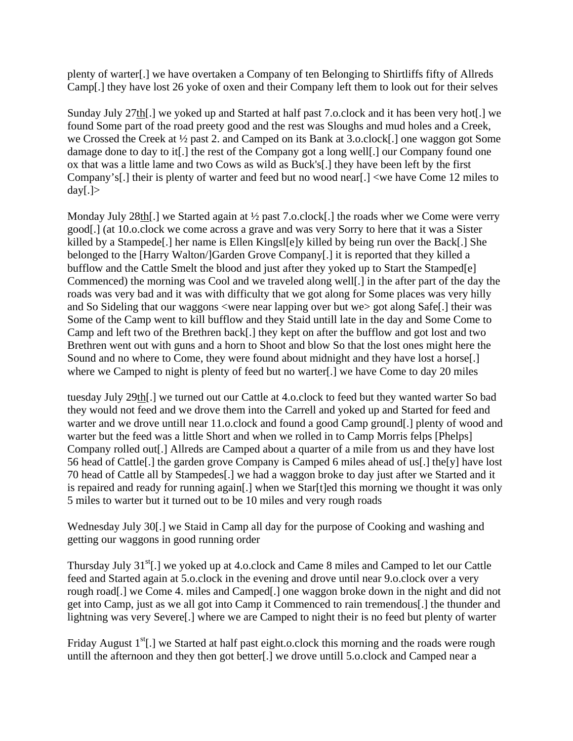plenty of warter[.] we have overtaken a Company of ten Belonging to Shirtliffs fifty of Allreds Camp[.] they have lost 26 yoke of oxen and their Company left them to look out for their selves

Sunday July 27th[.] we yoked up and Started at half past 7.o.clock and it has been very hot[.] we found Some part of the road preety good and the rest was Sloughs and mud holes and a Creek, we Crossed the Creek at ½ past 2. and Camped on its Bank at 3.o.clock[.] one waggon got Some damage done to day to it[.] the rest of the Company got a long well[.] our Company found one ox that was a little lame and two Cows as wild as Buck's[.] they have been left by the first Company's[.] their is plenty of warter and feed but no wood near[.] <we have Come 12 miles to day[.]>

Monday July 28th[.] we Started again at ½ past 7.o.clock[.] the roads wher we Come were verry good[.] (at 10.o.clock we come across a grave and was very Sorry to here that it was a Sister killed by a Stampede[.] her name is Ellen Kingsl[e]y killed by being run over the Back[.] She belonged to the [Harry Walton/]Garden Grove Company[.] it is reported that they killed a bufflow and the Cattle Smelt the blood and just after they yoked up to Start the Stamped[e] Commenced) the morning was Cool and we traveled along well[.] in the after part of the day the roads was very bad and it was with difficulty that we got along for Some places was very hilly and So Sideling that our waggons <were near lapping over but we> got along Safe[.] their was Some of the Camp went to kill bufflow and they Staid untill late in the day and Some Come to Camp and left two of the Brethren back[.] they kept on after the bufflow and got lost and two Brethren went out with guns and a horn to Shoot and blow So that the lost ones might here the Sound and no where to Come, they were found about midnight and they have lost a horse[.] where we Camped to night is plenty of feed but no warter[.] we have Come to day 20 miles

tuesday July 29th[.] we turned out our Cattle at 4.o.clock to feed but they wanted warter So bad they would not feed and we drove them into the Carrell and yoked up and Started for feed and warter and we drove untill near 11.o.clock and found a good Camp ground[.] plenty of wood and warter but the feed was a little Short and when we rolled in to Camp Morris felps [Phelps] Company rolled out[.] Allreds are Camped about a quarter of a mile from us and they have lost 56 head of Cattle[.] the garden grove Company is Camped 6 miles ahead of us[.] the[y] have lost 70 head of Cattle all by Stampedes[.] we had a waggon broke to day just after we Started and it is repaired and ready for running again[.] when we Star[t]ed this morning we thought it was only 5 miles to warter but it turned out to be 10 miles and very rough roads

Wednesday July 30[.] we Staid in Camp all day for the purpose of Cooking and washing and getting our waggons in good running order

Thursday July 31st[.] we yoked up at 4.o.clock and Came 8 miles and Camped to let our Cattle feed and Started again at 5.o.clock in the evening and drove until near 9.o.clock over a very rough road[.] we Come 4. miles and Camped[.] one waggon broke down in the night and did not get into Camp, just as we all got into Camp it Commenced to rain tremendous[.] the thunder and lightning was very Severe[.] where we are Camped to night their is no feed but plenty of warter

Friday August 1st[.] we Started at half past eight.o.clock this morning and the roads were rough untill the afternoon and they then got better[.] we drove untill 5.o.clock and Camped near a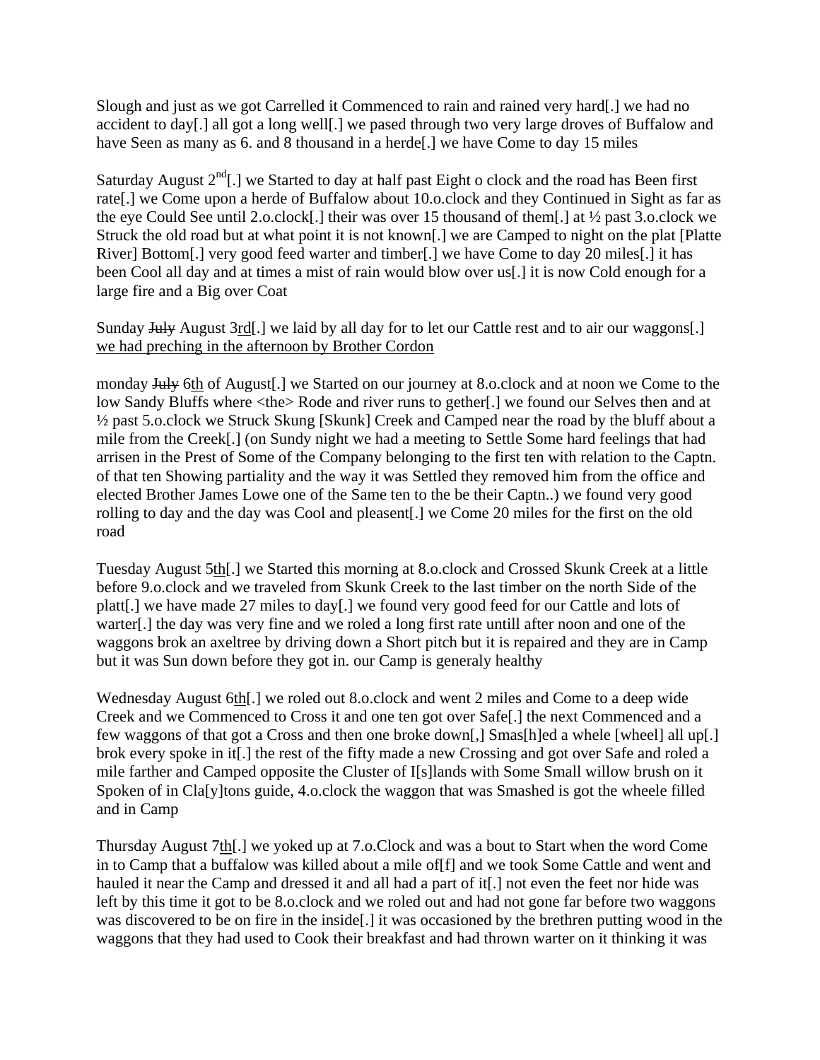Slough and just as we got Carrelled it Commenced to rain and rained very hard[.] we had no accident to day[.] all got a long well[.] we pased through two very large droves of Buffalow and have Seen as many as 6. and 8 thousand in a herde[.] we have Come to day 15 miles

Saturday August 2nd[.] we Started to day at half past Eight o clock and the road has Been first rate[.] we Come upon a herde of Buffalow about 10.o.clock and they Continued in Sight as far as the eye Could See until 2.o.clock[.] their was over 15 thousand of them[.] at ½ past 3.o.clock we Struck the old road but at what point it is not known[.] we are Camped to night on the plat [Platte River] Bottom[.] very good feed warter and timber[.] we have Come to day 20 miles[.] it has been Cool all day and at times a mist of rain would blow over us[.] it is now Cold enough for a large fire and a Big over Coat

Sunday ~~July~~ August 3rd[.] we laid by all day for to let our Cattle rest and to air our waggons[.] we had preching in the afternoon by Brother Cordon

monday ~~July~~ 6th of August[.] we Started on our journey at 8.o.clock and at noon we Come to the low Sandy Bluffs where <the> Rode and river runs to gether[.] we found our Selves then and at ½ past 5.o.clock we Struck Skung [Skunk] Creek and Camped near the road by the bluff about a mile from the Creek[.] (on Sundy night we had a meeting to Settle Some hard feelings that had arrisen in the Prest of Some of the Company belonging to the first ten with relation to the Captn. of that ten Showing partiality and the way it was Settled they removed him from the office and elected Brother James Lowe one of the Same ten to the be their Captn..) we found very good rolling to day and the day was Cool and pleasent[.] we Come 20 miles for the first on the old road

Tuesday August 5th[.] we Started this morning at 8.o.clock and Crossed Skunk Creek at a little before 9.o.clock and we traveled from Skunk Creek to the last timber on the north Side of the platt[.] we have made 27 miles to day[.] we found very good feed for our Cattle and lots of warter[.] the day was very fine and we roled a long first rate untill after noon and one of the waggons brok an axeltree by driving down a Short pitch but it is repaired and they are in Camp but it was Sun down before they got in. our Camp is generaly healthy

Wednesday August 6th[.] we roled out 8.o.clock and went 2 miles and Come to a deep wide Creek and we Commenced to Cross it and one ten got over Safe[.] the next Commenced and a few waggons of that got a Cross and then one broke down[,] Smas[h]ed a whele [wheel] all up[.] brok every spoke in it[.] the rest of the fifty made a new Crossing and got over Safe and roled a mile farther and Camped opposite the Cluster of I[s]lands with Some Small willow brush on it Spoken of in Cla[y]tons guide, 4.o.clock the waggon that was Smashed is got the wheele filled and in Camp

Thursday August 7th[.] we yoked up at 7.o.Clock and was a bout to Start when the word Come in to Camp that a buffalow was killed about a mile of[f] and we took Some Cattle and went and hauled it near the Camp and dressed it and all had a part of it[.] not even the feet nor hide was left by this time it got to be 8.o.clock and we roled out and had not gone far before two waggons was discovered to be on fire in the inside[.] it was occasioned by the brethren putting wood in the waggons that they had used to Cook their breakfast and had thrown warter on it thinking it was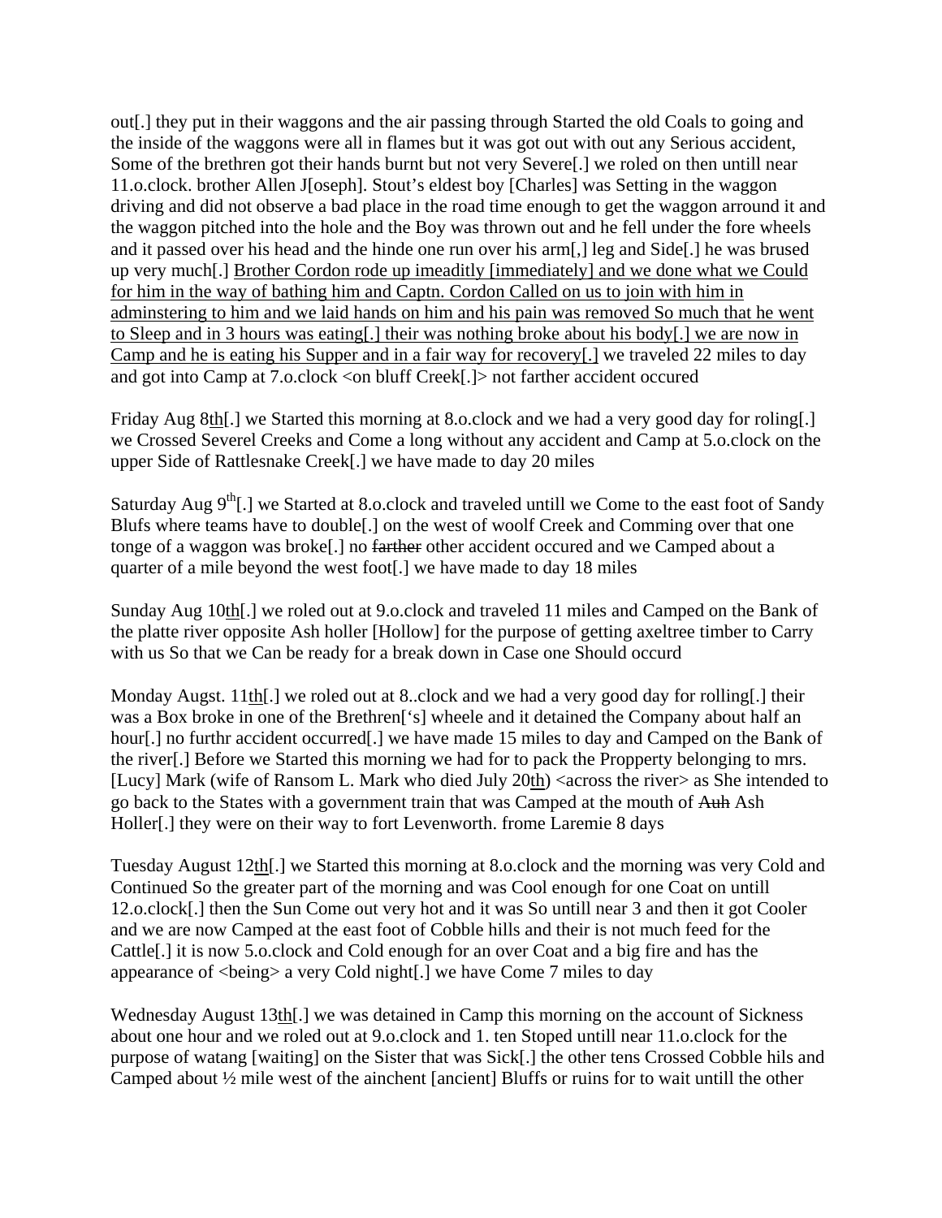out[.] they put in their waggons and the air passing through Started the old Coals to going and the inside of the waggons were all in flames but it was got out with out any Serious accident, Some of the brethren got their hands burnt but not very Severe[.] we roled on then untill near 11.o.clock. brother Allen J[oseph]. Stout's eldest boy [Charles] was Setting in the waggon driving and did not observe a bad place in the road time enough to get the waggon arround it and the waggon pitched into the hole and the Boy was thrown out and he fell under the fore wheels and it passed over his head and the hinde one run over his arm[,] leg and Side[.] he was brused up very much[.] <u>Brother Cordon rode up imeaditly [immediately] and we done what we Could for him in the way of bathing him and Captn. Cordon Called on us to join with him in adminstering to him and we laid hands on him and his pain was removed So much that he went to Sleep and in 3 hours was eating[.] their was nothing broke about his body[.] we are now in Camp and he is eating his Supper and in a fair way for recovery[.]</u> we traveled 22 miles to day and got into Camp at 7.o.clock <on bluff Creek[.]> not farther accident occured

Friday Aug 8<u>th</u>[.] we Started this morning at 8.o.clock and we had a very good day for roling[.] we Crossed Severel Creeks and Come a long without any accident and Camp at 5.o.clock on the upper Side of Rattlesnake Creek[.] we have made to day 20 miles

Saturday Aug 9th[.] we Started at 8.o.clock and traveled untill we Come to the east foot of Sandy Blufs where teams have to double[.] on the west of woolf Creek and Comming over that one tonge of a waggon was broke[.] no ~~farther~~ other accident occured and we Camped about a quarter of a mile beyond the west foot[.] we have made to day 18 miles

Sunday Aug 10<u>th</u>[.] we roled out at 9.o.clock and traveled 11 miles and Camped on the Bank of the platte river opposite Ash holler [Hollow] for the purpose of getting axeltree timber to Carry with us So that we Can be ready for a break down in Case one Should occurd

Monday Augst. 11<u>th</u>[.] we roled out at 8..clock and we had a very good day for rolling[.] their was a Box broke in one of the Brethren['s] wheele and it detained the Company about half an hour[.] no furthr accident occurred[.] we have made 15 miles to day and Camped on the Bank of the river[.] Before we Started this morning we had for to pack the Propperty belonging to mrs. [Lucy] Mark (wife of Ransom L. Mark who died July 20<u>th</u>) <across the river> as She intended to go back to the States with a government train that was Camped at the mouth of ~~Auh~~ Ash Holler[.] they were on their way to fort Levenworth. frome Laremie 8 days

Tuesday August 12<u>th</u>[.] we Started this morning at 8.o.clock and the morning was very Cold and Continued So the greater part of the morning and was Cool enough for one Coat on untill 12.o.clock[.] then the Sun Come out very hot and it was So untill near 3 and then it got Cooler and we are now Camped at the east foot of Cobble hills and their is not much feed for the Cattle[.] it is now 5.o.clock and Cold enough for an over Coat and a big fire and has the appearance of <being> a very Cold night[.] we have Come 7 miles to day

Wednesday August 13<u>th</u>[.] we was detained in Camp this morning on the account of Sickness about one hour and we roled out at 9.o.clock and 1. ten Stoped untill near 11.o.clock for the purpose of watang [waiting] on the Sister that was Sick[.] the other tens Crossed Cobble hils and Camped about ½ mile west of the ainchent [ancient] Bluffs or ruins for to wait untill the other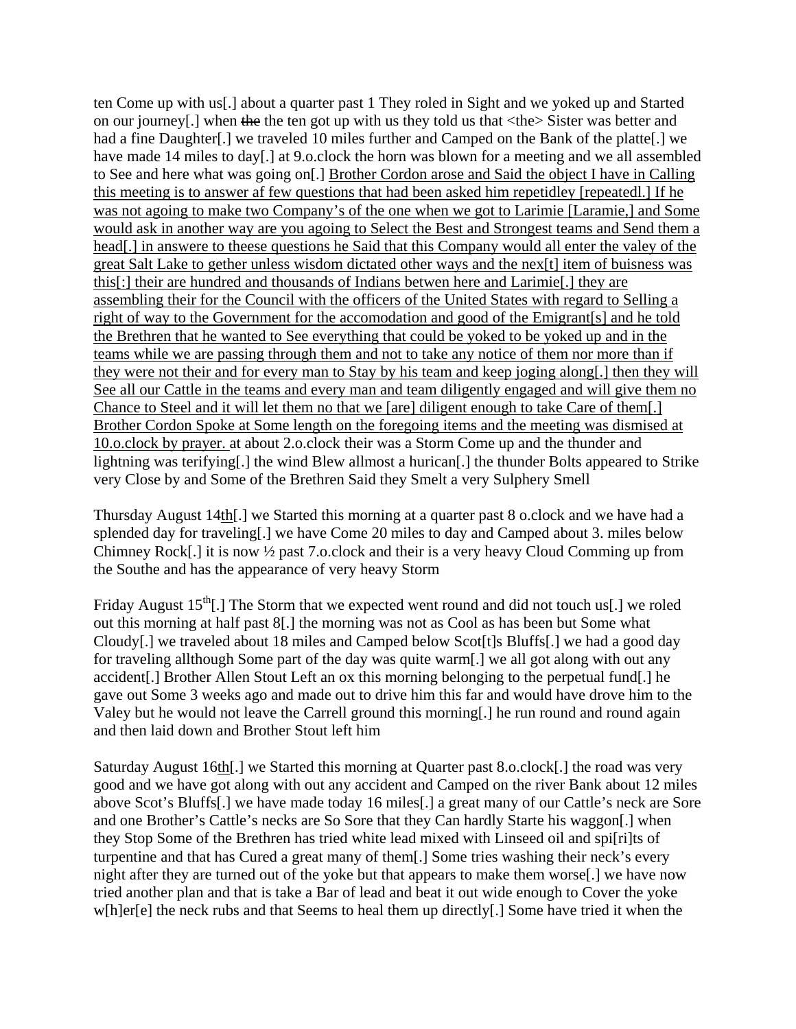ten Come up with us[.] about a quarter past 1 They roled in Sight and we yoked up and Started on our journey[.] when ~~the~~ the ten got up with us they told us that <the> Sister was better and had a fine Daughter[.] we traveled 10 miles further and Camped on the Bank of the platte[.] we have made 14 miles to day[.] at 9.o.clock the horn was blown for a meeting and we all assembled to See and here what was going on[.] <u>Brother Cordon arose and Said the object I have in Calling this meeting is to answer af few questions that had been asked him repetidley [repeatedl.] If he was not agoing to make two Company's of the one when we got to Larimie [Laramie,] and Some would ask in another way are you agoing to Select the Best and Strongest teams and Send them a head[.] in answere to theese questions he Said that this Company would all enter the valey of the great Salt Lake to gether unless wisdom dictated other ways and the nex[t] item of buisness was this[:] their are hundred and thousands of Indians betwen here and Larimie[.] they are assembling their for the Council with the officers of the United States with regard to Selling a right of way to the Government for the accomodation and good of the Emigrant[s] and he told the Brethren that he wanted to See everything that could be yoked to be yoked up and in the teams while we are passing through them and not to take any notice of them nor more than if they were not their and for every man to Stay by his team and keep joging along[.] then they will See all our Cattle in the teams and every man and team diligently engaged and will give them no Chance to Steel and it will let them no that we [are] diligent enough to take Care of them[.] Brother Cordon Spoke at Some length on the foregoing items and the meeting was dismised at 10.o.clock by prayer.</u> at about 2.o.clock their was a Storm Come up and the thunder and lightning was terifying[.] the wind Blew allmost a hurican[.] the thunder Bolts appeared to Strike very Close by and Some of the Brethren Said they Smelt a very Sulphery Smell

Thursday August 14<u>th</u>[.] we Started this morning at a quarter past 8 o.clock and we have had a splended day for traveling[.] we have Come 20 miles to day and Camped about 3. miles below Chimney Rock[.] it is now ½ past 7.o.clock and their is a very heavy Cloud Comming up from the Southe and has the appearance of very heavy Storm

Friday August 15th[.] The Storm that we expected went round and did not touch us[.] we roled out this morning at half past 8[.] the morning was not as Cool as has been but Some what Cloudy[.] we traveled about 18 miles and Camped below Scot[t]s Bluffs[.] we had a good day for traveling allthough Some part of the day was quite warm[.] we all got along with out any accident[.] Brother Allen Stout Left an ox this morning belonging to the perpetual fund[.] he gave out Some 3 weeks ago and made out to drive him this far and would have drove him to the Valey but he would not leave the Carrell ground this morning[.] he run round and round again and then laid down and Brother Stout left him

Saturday August 16<u>th</u>[.] we Started this morning at Quarter past 8.o.clock[.] the road was very good and we have got along with out any accident and Camped on the river Bank about 12 miles above Scot's Bluffs[.] we have made today 16 miles[.] a great many of our Cattle's neck are Sore and one Brother's Cattle's necks are So Sore that they Can hardly Starte his waggon[.] when they Stop Some of the Brethren has tried white lead mixed with Linseed oil and spi[ri]ts of turpentine and that has Cured a great many of them[.] Some tries washing their neck's every night after they are turned out of the yoke but that appears to make them worse[.] we have now tried another plan and that is take a Bar of lead and beat it out wide enough to Cover the yoke w[h]er[e] the neck rubs and that Seems to heal them up directly[.] Some have tried it when the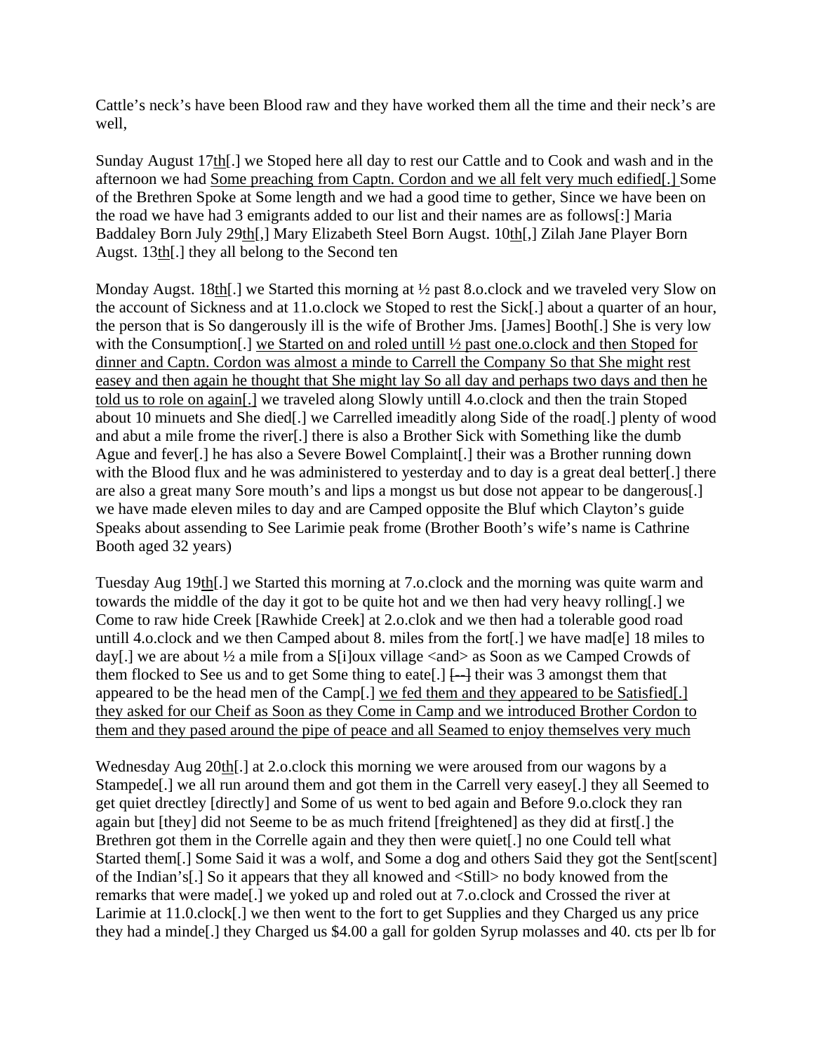Cattle's neck's have been Blood raw and they have worked them all the time and their neck's are well,

Sunday August 17<u>th</u>[.] we Stoped here all day to rest our Cattle and to Cook and wash and in the afternoon we had <u>Some preaching from Captn. Cordon and we all felt very much edified[.]</u> Some of the Brethren Spoke at Some length and we had a good time to gether, Since we have been on the road we have had 3 emigrants added to our list and their names are as follows[:] Maria Baddaley Born July 29<u>th</u>[,] Mary Elizabeth Steel Born Augst. 10<u>th</u>[,] Zilah Jane Player Born Augst. 13<u>th</u>[.] they all belong to the Second ten

Monday Augst. 18<u>th</u>[.] we Started this morning at ½ past 8.o.clock and we traveled very Slow on the account of Sickness and at 11.o.clock we Stoped to rest the Sick[.] about a quarter of an hour, the person that is So dangerously ill is the wife of Brother Jms. [James] Booth[.] She is very low with the Consumption[.] <u>we Started on and roled untill ½ past one.o.clock and then Stoped for dinner and Captn. Cordon was almost a minde to Carrell the Company So that She might rest easey and then again he thought that She might lay So all day and perhaps two days and then he told us to role on again[.]</u> we traveled along Slowly untill 4.o.clock and then the train Stoped about 10 minuets and She died[.] we Carrelled imeaditly along Side of the road[.] plenty of wood and abut a mile frome the river[.] there is also a Brother Sick with Something like the dumb Ague and fever[.] he has also a Severe Bowel Complaint[.] their was a Brother running down with the Blood flux and he was administered to yesterday and to day is a great deal better[.] there are also a great many Sore mouth's and lips a mongst us but dose not appear to be dangerous[.] we have made eleven miles to day and are Camped opposite the Bluf which Clayton's guide Speaks about assending to See Larimie peak frome (Brother Booth's wife's name is Cathrine Booth aged 32 years)

Tuesday Aug 19<u>th</u>[.] we Started this morning at 7.o.clock and the morning was quite warm and towards the middle of the day it got to be quite hot and we then had very heavy rolling[.] we Come to raw hide Creek [Rawhide Creek] at 2.o.clok and we then had a tolerable good road untill 4.o.clock and we then Camped about 8. miles from the fort[.] we have mad[e] 18 miles to day[.] we are about ½ a mile from a S[i]oux village <and> as Soon as we Camped Crowds of them flocked to See us and to get Some thing to eate[.] ~~[--]~~ their was 3 amongst them that appeared to be the head men of the Camp[.] <u>we fed them and they appeared to be Satisfied[.] they asked for our Cheif as Soon as they Come in Camp and we introduced Brother Cordon to them and they pased around the pipe of peace and all Seamed to enjoy themselves very much</u>

Wednesday Aug 20<u>th</u>[.] at 2.o.clock this morning we were aroused from our wagons by a Stampede[.] we all run around them and got them in the Carrell very easey[.] they all Seemed to get quiet drectley [directly] and Some of us went to bed again and Before 9.o.clock they ran again but [they] did not Seeme to be as much fritend [freightened] as they did at first[.] the Brethren got them in the Correlle again and they then were quiet[.] no one Could tell what Started them[.] Some Said it was a wolf, and Some a dog and others Said they got the Sent[scent] of the Indian's[.] So it appears that they all knowed and <Still> no body knowed from the remarks that were made[.] we yoked up and roled out at 7.o.clock and Crossed the river at Larimie at 11.0.clock[.] we then went to the fort to get Supplies and they Charged us any price they had a minde[.] they Charged us $4.00 a gall for golden Syrup molasses and 40. cts per lb for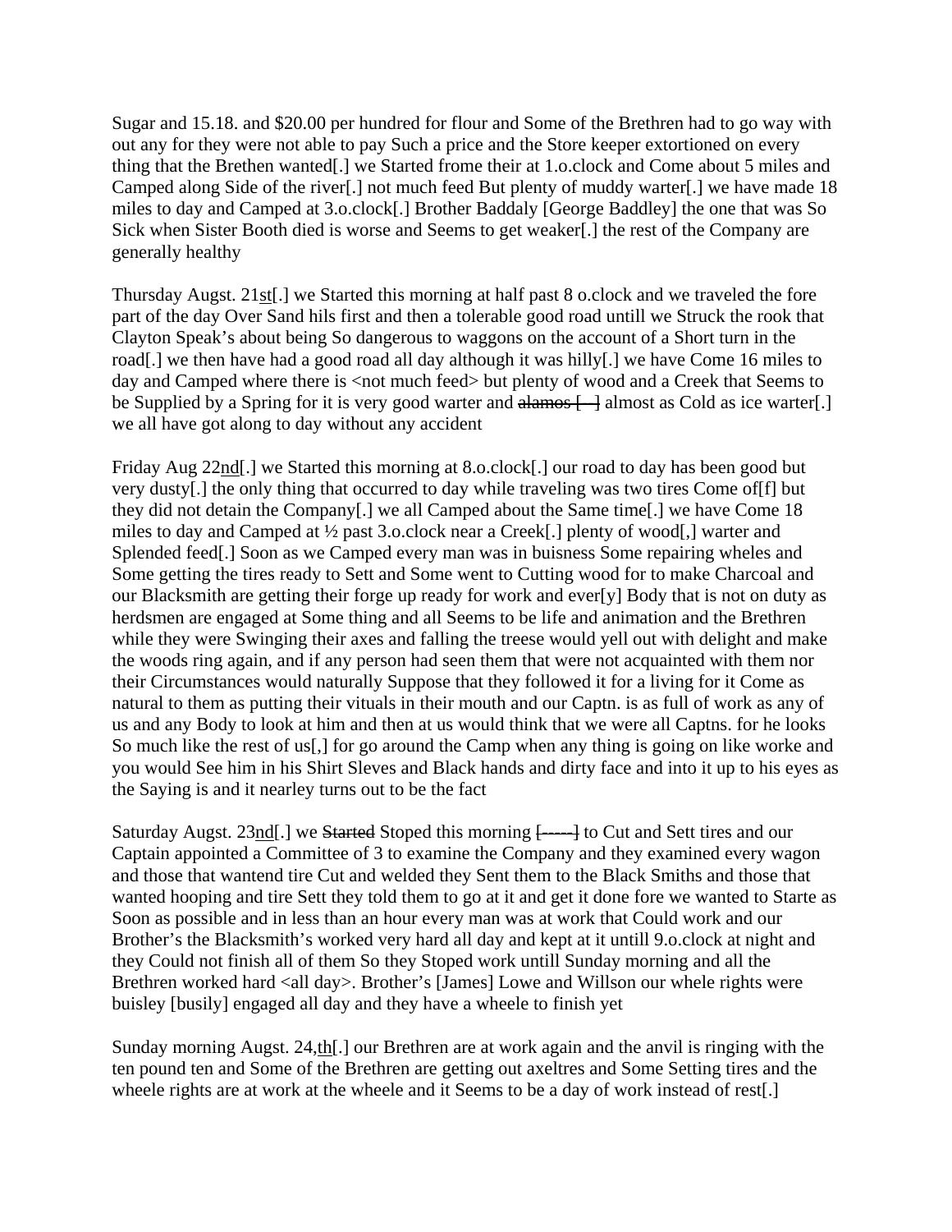Sugar and 15.18. and $20.00 per hundred for flour and Some of the Brethren had to go way with out any for they were not able to pay Such a price and the Store keeper extortioned on every thing that the Brethen wanted[.] we Started frome their at 1.o.clock and Come about 5 miles and Camped along Side of the river[.] not much feed But plenty of muddy warter[.] we have made 18 miles to day and Camped at 3.o.clock[.] Brother Baddaly [George Baddley] the one that was So Sick when Sister Booth died is worse and Seems to get weaker[.] the rest of the Company are generally healthy

Thursday Augst. 21st[.] we Started this morning at half past 8 o.clock and we traveled the fore part of the day Over Sand hils first and then a tolerable good road untill we Struck the rook that Clayton Speak's about being So dangerous to waggons on the account of a Short turn in the road[.] we then have had a good road all day although it was hilly[.] we have Come 16 miles to day and Camped where there is <not much feed> but plenty of wood and a Creek that Seems to be Supplied by a Spring for it is very good warter and ~~alamos [--]~~ almost as Cold as ice warter[.] we all have got along to day without any accident

Friday Aug 22nd[.] we Started this morning at 8.o.clock[.] our road to day has been good but very dusty[.] the only thing that occurred to day while traveling was two tires Come of[f] but they did not detain the Company[.] we all Camped about the Same time[.] we have Come 18 miles to day and Camped at ½ past 3.o.clock near a Creek[.] plenty of wood[,] warter and Splended feed[.] Soon as we Camped every man was in buisness Some repairing wheles and Some getting the tires ready to Sett and Some went to Cutting wood for to make Charcoal and our Blacksmith are getting their forge up ready for work and ever[y] Body that is not on duty as herdsmen are engaged at Some thing and all Seems to be life and animation and the Brethren while they were Swinging their axes and falling the treese would yell out with delight and make the woods ring again, and if any person had seen them that were not acquainted with them nor their Circumstances would naturally Suppose that they followed it for a living for it Come as natural to them as putting their vituals in their mouth and our Captn. is as full of work as any of us and any Body to look at him and then at us would think that we were all Captns. for he looks So much like the rest of us[,] for go around the Camp when any thing is going on like worke and you would See him in his Shirt Sleves and Black hands and dirty face and into it up to his eyes as the Saying is and it nearley turns out to be the fact

Saturday Augst. 23nd[.] we ~~Started~~ Stoped this morning ~~[-----]~~ to Cut and Sett tires and our Captain appointed a Committee of 3 to examine the Company and they examined every wagon and those that wantend tire Cut and welded they Sent them to the Black Smiths and those that wanted hooping and tire Sett they told them to go at it and get it done fore we wanted to Starte as Soon as possible and in less than an hour every man was at work that Could work and our Brother's the Blacksmith's worked very hard all day and kept at it untill 9.o.clock at night and they Could not finish all of them So they Stoped work untill Sunday morning and all the Brethren worked hard <all day>. Brother's [James] Lowe and Willson our whele rights were buisley [busily] engaged all day and they have a wheele to finish yet

Sunday morning Augst. 24,th[.] our Brethren are at work again and the anvil is ringing with the ten pound ten and Some of the Brethren are getting out axeltres and Some Setting tires and the wheele rights are at work at the wheele and it Seems to be a day of work instead of rest[.]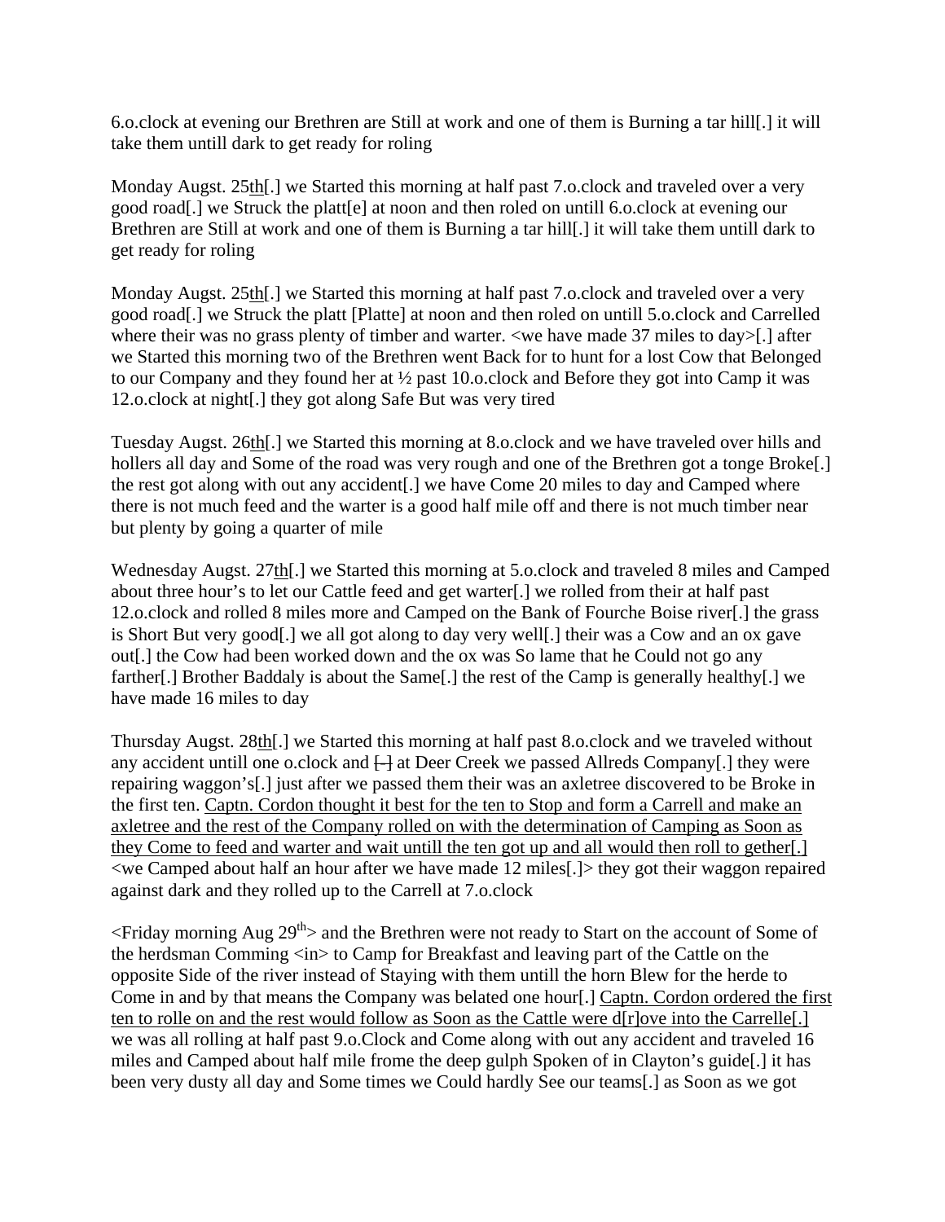6.o.clock at evening our Brethren are Still at work and one of them is Burning a tar hill[.] it will take them untill dark to get ready for roling

Monday Augst. 25<u>th</u>[.] we Started this morning at half past 7.o.clock and traveled over a very good road[.] we Struck the platt[e] at noon and then roled on untill 6.o.clock at evening our Brethren are Still at work and one of them is Burning a tar hill[.] it will take them untill dark to get ready for roling

Monday Augst. 25<u>th</u>[.] we Started this morning at half past 7.o.clock and traveled over a very good road[.] we Struck the platt [Platte] at noon and then roled on untill 5.o.clock and Carrelled where their was no grass plenty of timber and warter. <we have made 37 miles to day>[.] after we Started this morning two of the Brethren went Back for to hunt for a lost Cow that Belonged to our Company and they found her at ½ past 10.o.clock and Before they got into Camp it was 12.o.clock at night[.] they got along Safe But was very tired

Tuesday Augst. 26<u>th</u>[.] we Started this morning at 8.o.clock and we have traveled over hills and hollers all day and Some of the road was very rough and one of the Brethren got a tonge Broke[.] the rest got along with out any accident[.] we have Come 20 miles to day and Camped where there is not much feed and the warter is a good half mile off and there is not much timber near but plenty by going a quarter of mile

Wednesday Augst. 27<u>th</u>[.] we Started this morning at 5.o.clock and traveled 8 miles and Camped about three hour's to let our Cattle feed and get warter[.] we rolled from their at half past 12.o.clock and rolled 8 miles more and Camped on the Bank of Fourche Boise river[.] the grass is Short But very good[.] we all got along to day very well[.] their was a Cow and an ox gave out[.] the Cow had been worked down and the ox was So lame that he Could not go any farther[.] Brother Baddaly is about the Same[.] the rest of the Camp is generally healthy[.] we have made 16 miles to day

Thursday Augst. 28<u>th</u>[.] we Started this morning at half past 8.o.clock and we traveled without any accident untill one o.clock and ~~[-]~~ at Deer Creek we passed Allreds Company[.] they were repairing waggon's[.] just after we passed them their was an axletree discovered to be Broke in the first ten. <u>Captn. Cordon thought it best for the ten to Stop and form a Carrell and make an axletree and the rest of the Company rolled on with the determination of Camping as Soon as they Come to feed and warter and wait untill the ten got up and all would then roll to gether[.]</u> <we Camped about half an hour after we have made 12 miles[.]> they got their waggon repaired against dark and they rolled up to the Carrell at 7.o.clock

<Friday morning Aug 29th> and the Brethren were not ready to Start on the account of Some of the herdsman Comming <in> to Camp for Breakfast and leaving part of the Cattle on the opposite Side of the river instead of Staying with them untill the horn Blew for the herde to Come in and by that means the Company was belated one hour[.] <u>Captn. Cordon ordered the first ten to rolle on and the rest would follow as Soon as the Cattle were d[r]ove into the Carrelle[.]</u> we was all rolling at half past 9.o.Clock and Come along with out any accident and traveled 16 miles and Camped about half mile frome the deep gulph Spoken of in Clayton's guide[.] it has been very dusty all day and Some times we Could hardly See our teams[.] as Soon as we got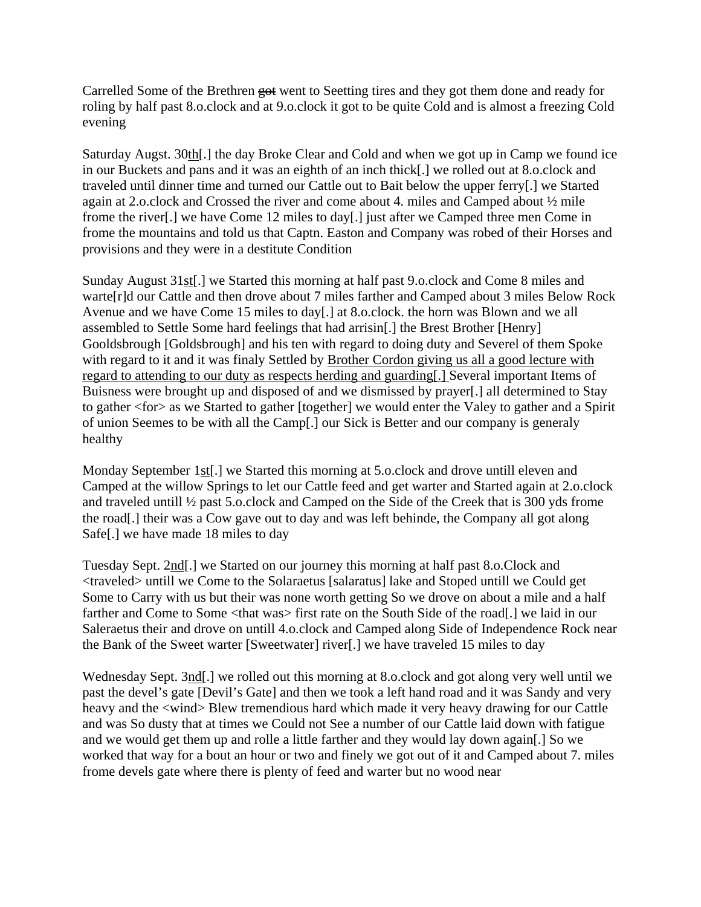Carrelled Some of the Brethren ~~got~~ went to Seetting tires and they got them done and ready for roling by half past 8.o.clock and at 9.o.clock it got to be quite Cold and is almost a freezing Cold evening

Saturday Augst. 30<u>th</u>[.] the day Broke Clear and Cold and when we got up in Camp we found ice in our Buckets and pans and it was an eighth of an inch thick[.] we rolled out at 8.o.clock and traveled until dinner time and turned our Cattle out to Bait below the upper ferry[.] we Started again at 2.o.clock and Crossed the river and come about 4. miles and Camped about ½ mile frome the river[.] we have Come 12 miles to day[.] just after we Camped three men Come in frome the mountains and told us that Captn. Easton and Company was robed of their Horses and provisions and they were in a destitute Condition

Sunday August 31<u>st</u>[.] we Started this morning at half past 9.o.clock and Come 8 miles and warte[r]d our Cattle and then drove about 7 miles farther and Camped about 3 miles Below Rock Avenue and we have Come 15 miles to day[.] at 8.o.clock. the horn was Blown and we all assembled to Settle Some hard feelings that had arrisin[.] the Brest Brother [Henry] Gooldsbrough [Goldsbrough] and his ten with regard to doing duty and Severel of them Spoke with regard to it and it was finaly Settled by <u>Brother Cordon giving us all a good lecture with regard to attending to our duty as respects herding and guarding[.]</u> Several important Items of Buisness were brought up and disposed of and we dismissed by prayer[.] all determined to Stay to gather <for> as we Started to gather [together] we would enter the Valey to gather and a Spirit of union Seemes to be with all the Camp[.] our Sick is Better and our company is generaly healthy

Monday September 1<u>st</u>[.] we Started this morning at 5.o.clock and drove untill eleven and Camped at the willow Springs to let our Cattle feed and get warter and Started again at 2.o.clock and traveled untill ½ past 5.o.clock and Camped on the Side of the Creek that is 300 yds frome the road[.] their was a Cow gave out to day and was left behinde, the Company all got along Safe[.] we have made 18 miles to day

Tuesday Sept. 2<u>nd</u>[.] we Started on our journey this morning at half past 8.o.Clock and <traveled> untill we Come to the Solaraetus [salaratus] lake and Stoped untill we Could get Some to Carry with us but their was none worth getting So we drove on about a mile and a half farther and Come to Some <that was> first rate on the South Side of the road[.] we laid in our Saleraetus their and drove on untill 4.o.clock and Camped along Side of Independence Rock near the Bank of the Sweet warter [Sweetwater] river[.] we have traveled 15 miles to day

Wednesday Sept. 3<u>nd</u>[.] we rolled out this morning at 8.o.clock and got along very well until we past the devel's gate [Devil's Gate] and then we took a left hand road and it was Sandy and very heavy and the <wind> Blew tremendious hard which made it very heavy drawing for our Cattle and was So dusty that at times we Could not See a number of our Cattle laid down with fatigue and we would get them up and rolle a little farther and they would lay down again[.] So we worked that way for a bout an hour or two and finely we got out of it and Camped about 7. miles frome devels gate where there is plenty of feed and warter but no wood near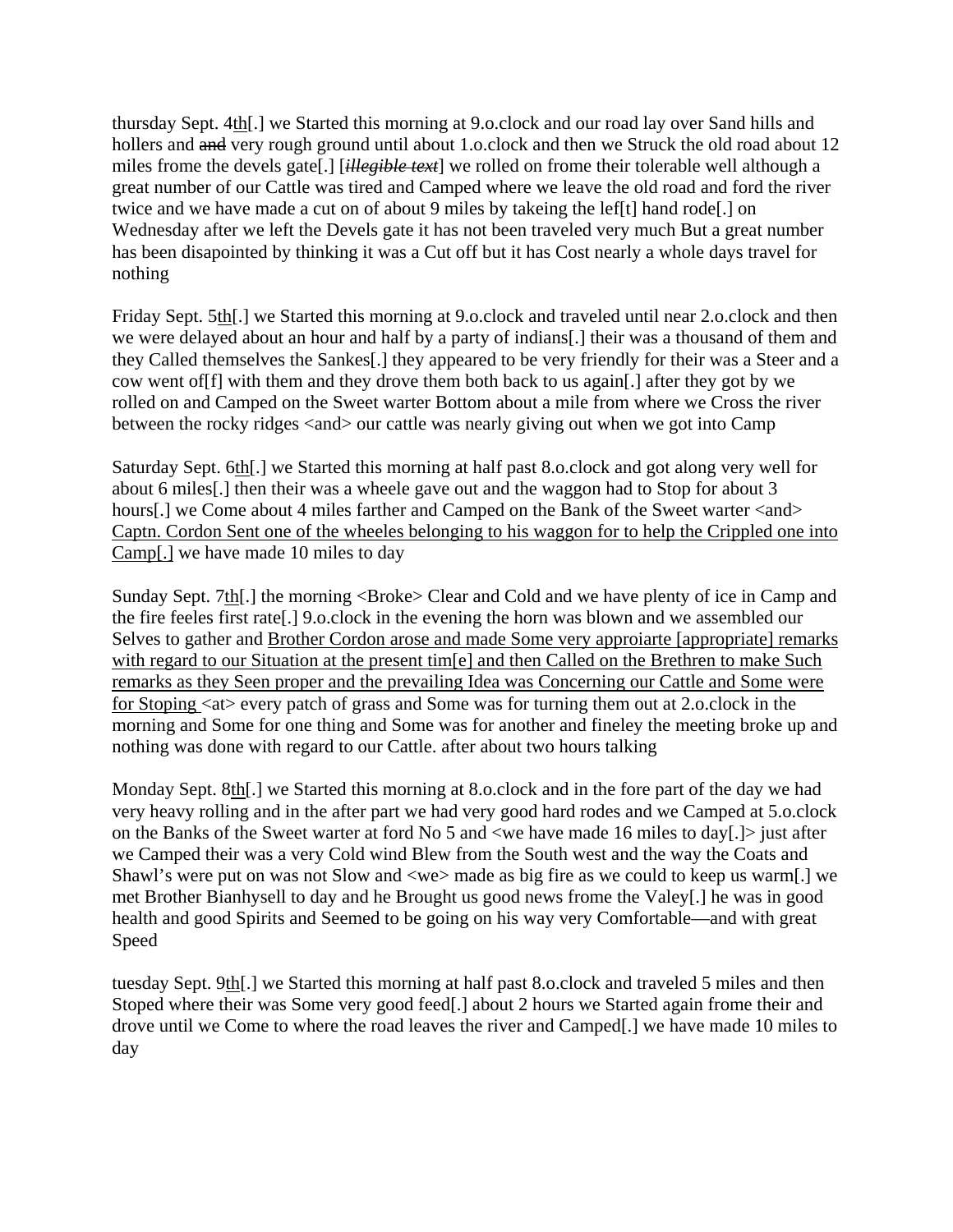thursday Sept. 4<u>th</u>[.] we Started this morning at 9.o.clock and our road lay over Sand hills and hollers and ~~and~~ very rough ground until about 1.o.clock and then we Struck the old road about 12 miles frome the devels gate[.] [*~~illegible text~~*] we rolled on frome their tolerable well although a great number of our Cattle was tired and Camped where we leave the old road and ford the river twice and we have made a cut on of about 9 miles by takeing the lef[t] hand rode[.] on Wednesday after we left the Devels gate it has not been traveled very much But a great number has been disapointed by thinking it was a Cut off but it has Cost nearly a whole days travel for nothing

Friday Sept. 5<u>th</u>[.] we Started this morning at 9.o.clock and traveled until near 2.o.clock and then we were delayed about an hour and half by a party of indians[.] their was a thousand of them and they Called themselves the Sankes[.] they appeared to be very friendly for their was a Steer and a cow went of[f] with them and they drove them both back to us again[.] after they got by we rolled on and Camped on the Sweet warter Bottom about a mile from where we Cross the river between the rocky ridges <and> our cattle was nearly giving out when we got into Camp

Saturday Sept. 6<u>th</u>[.] we Started this morning at half past 8.o.clock and got along very well for about 6 miles[.] then their was a wheele gave out and the waggon had to Stop for about 3 hours[.] we Come about 4 miles farther and Camped on the Bank of the Sweet warter <and> <u>Captn. Cordon Sent one of the wheeles belonging to his waggon for to help the Crippled one into Camp[.]</u> we have made 10 miles to day

Sunday Sept. 7<u>th</u>[.] the morning <Broke> Clear and Cold and we have plenty of ice in Camp and the fire feeles first rate[.] 9.o.clock in the evening the horn was blown and we assembled our Selves to gather and <u>Brother Cordon arose and made Some very approiarte [appropriate] remarks with regard to our Situation at the present tim[e] and then Called on the Brethren to make Such remarks as they Seen proper and the prevailing Idea was Concerning our Cattle and Some were for Stoping</u> <at> every patch of grass and Some was for turning them out at 2.o.clock in the morning and Some for one thing and Some was for another and fineley the meeting broke up and nothing was done with regard to our Cattle. after about two hours talking

Monday Sept. 8<u>th</u>[.] we Started this morning at 8.o.clock and in the fore part of the day we had very heavy rolling and in the after part we had very good hard rodes and we Camped at 5.o.clock on the Banks of the Sweet warter at ford No 5 and <we have made 16 miles to day[.]> just after we Camped their was a very Cold wind Blew from the South west and the way the Coats and Shawl's were put on was not Slow and <we> made as big fire as we could to keep us warm[.] we met Brother Bianhysell to day and he Brought us good news frome the Valey[.] he was in good health and good Spirits and Seemed to be going on his way very Comfortable—and with great Speed

tuesday Sept. 9<u>th</u>[.] we Started this morning at half past 8.o.clock and traveled 5 miles and then Stoped where their was Some very good feed[.] about 2 hours we Started again frome their and drove until we Come to where the road leaves the river and Camped[.] we have made 10 miles to day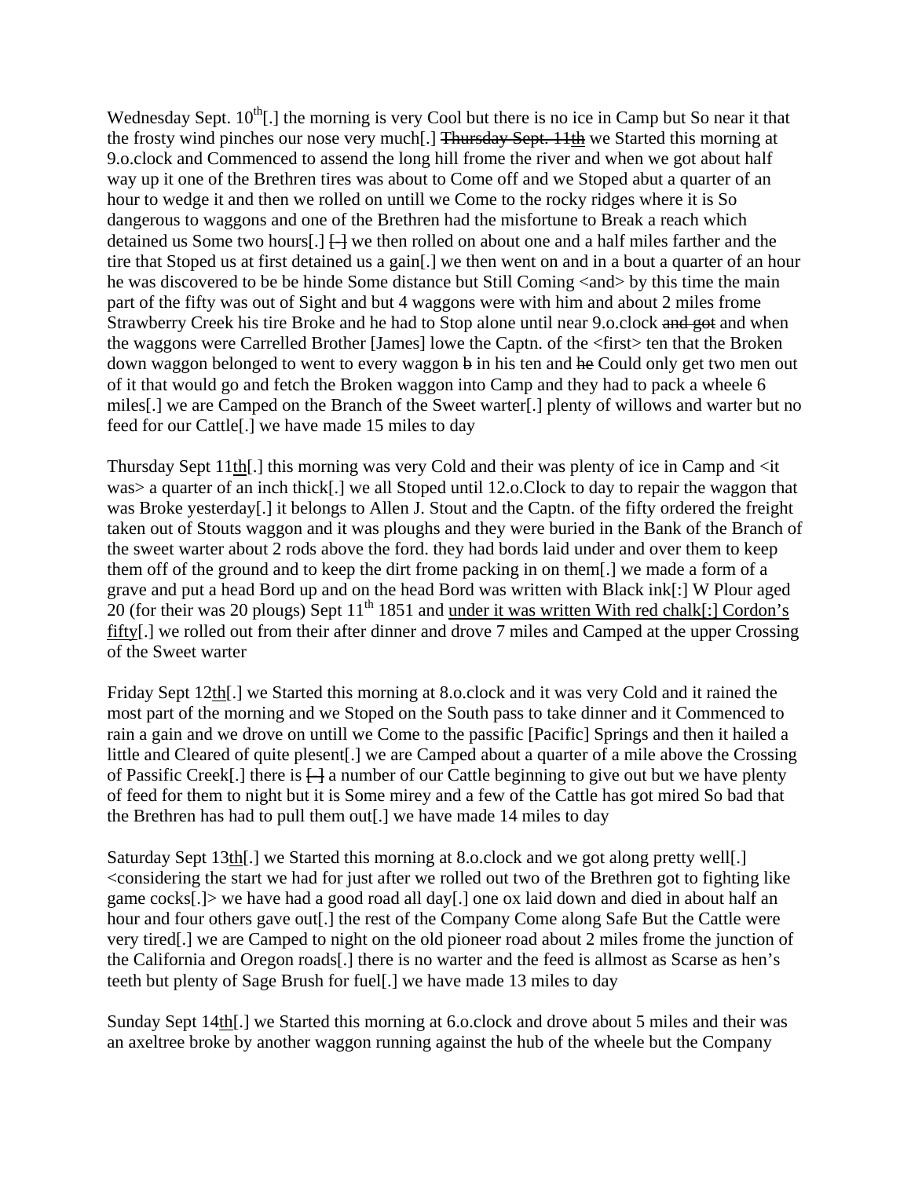Wednesday Sept. 10th[.] the morning is very Cool but there is no ice in Camp but So near it that the frosty wind pinches our nose very much[.] ~~Thursday Sept. 11th~~ we Started this morning at 9.o.clock and Commenced to assend the long hill frome the river and when we got about half way up it one of the Brethren tires was about to Come off and we Stoped abut a quarter of an hour to wedge it and then we rolled on untill we Come to the rocky ridges where it is So dangerous to waggons and one of the Brethren had the misfortune to Break a reach which detained us Some two hours[.] ~~[-]~~ we then rolled on about one and a half miles farther and the tire that Stoped us at first detained us a gain[.] we then went on and in a bout a quarter of an hour he was discovered to be be hinde Some distance but Still Coming <and> by this time the main part of the fifty was out of Sight and but 4 waggons were with him and about 2 miles frome Strawberry Creek his tire Broke and he had to Stop alone until near 9.o.clock ~~and got~~ and when the waggons were Carrelled Brother [James] lowe the Captn. of the <first> ten that the Broken down waggon belonged to went to every waggon ~~b~~ in his ten and ~~he~~ Could only get two men out of it that would go and fetch the Broken waggon into Camp and they had to pack a wheele 6 miles[.] we are Camped on the Branch of the Sweet warter[.] plenty of willows and warter but no feed for our Cattle[.] we have made 15 miles to day

Thursday Sept 11th[.] this morning was very Cold and their was plenty of ice in Camp and <it was> a quarter of an inch thick[.] we all Stoped until 12.o.Clock to day to repair the waggon that was Broke yesterday[.] it belongs to Allen J. Stout and the Captn. of the fifty ordered the freight taken out of Stouts waggon and it was ploughs and they were buried in the Bank of the Branch of the sweet warter about 2 rods above the ford. they had bords laid under and over them to keep them off of the ground and to keep the dirt frome packing in on them[.] we made a form of a grave and put a head Bord up and on the head Bord was written with Black ink[:] W Plour aged 20 (for their was 20 plougs) Sept 11th 1851 and <u>under it was written With red chalk[:] Cordon's fifty</u>[.] we rolled out from their after dinner and drove 7 miles and Camped at the upper Crossing of the Sweet warter

Friday Sept 12th[.] we Started this morning at 8.o.clock and it was very Cold and it rained the most part of the morning and we Stoped on the South pass to take dinner and it Commenced to rain a gain and we drove on untill we Come to the passific [Pacific] Springs and then it hailed a little and Cleared of quite plesent[.] we are Camped about a quarter of a mile above the Crossing of Passific Creek[.] there is ~~[-]~~ a number of our Cattle beginning to give out but we have plenty of feed for them to night but it is Some mirey and a few of the Cattle has got mired So bad that the Brethren has had to pull them out[.] we have made 14 miles to day

Saturday Sept 13th[.] we Started this morning at 8.o.clock and we got along pretty well[.] <considering the start we had for just after we rolled out two of the Brethren got to fighting like game cocks[.]> we have had a good road all day[.] one ox laid down and died in about half an hour and four others gave out[.] the rest of the Company Come along Safe But the Cattle were very tired[.] we are Camped to night on the old pioneer road about 2 miles frome the junction of the California and Oregon roads[.] there is no warter and the feed is allmost as Scarse as hen's teeth but plenty of Sage Brush for fuel[.] we have made 13 miles to day

Sunday Sept 14th[.] we Started this morning at 6.o.clock and drove about 5 miles and their was an axeltree broke by another waggon running against the hub of the wheele but the Company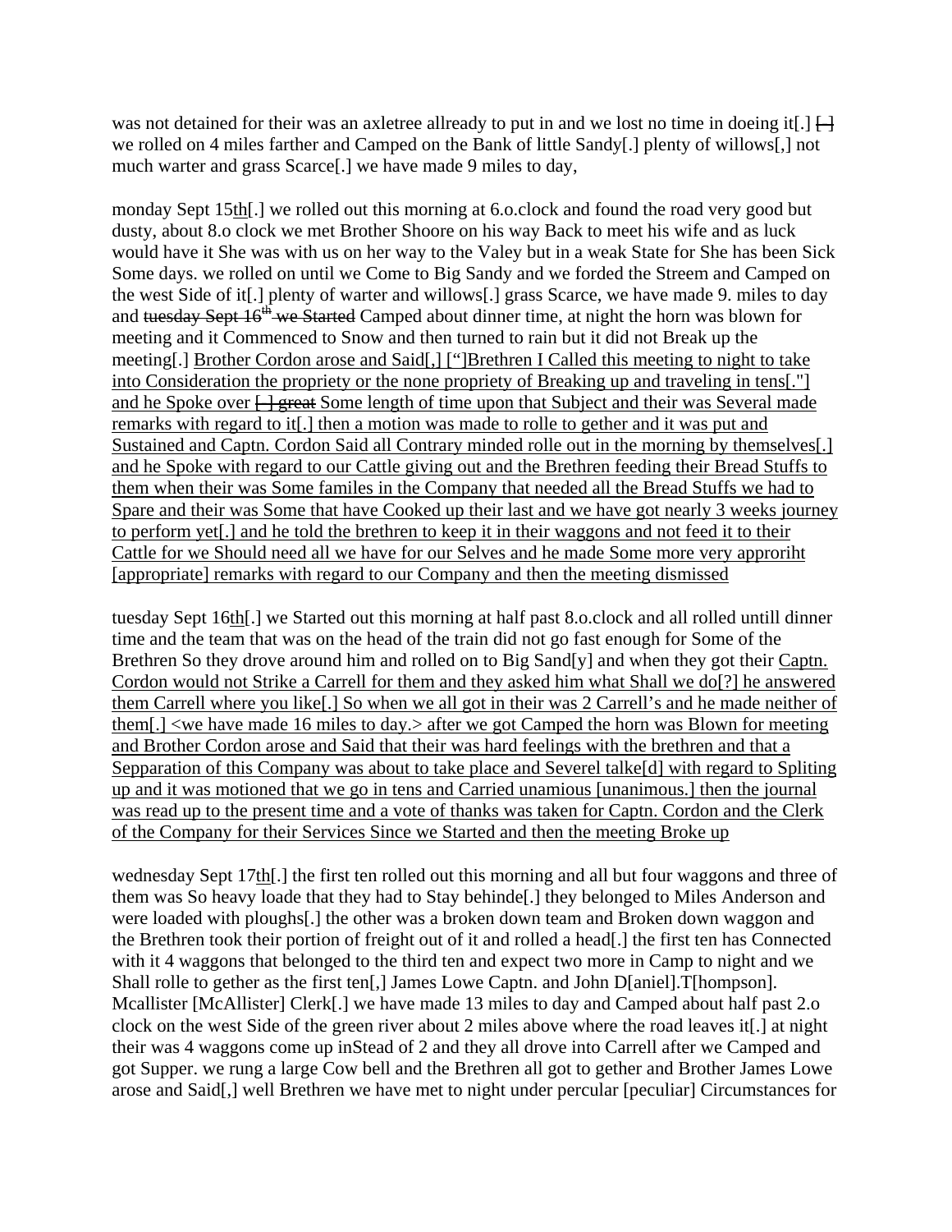was not detained for their was an axletree allready to put in and we lost no time in doeing it[.] ~~[-]~~ we rolled on 4 miles farther and Camped on the Bank of little Sandy[.] plenty of willows[,] not much warter and grass Scarce[.] we have made 9 miles to day,

monday Sept 15th[.] we rolled out this morning at 6.o.clock and found the road very good but dusty, about 8.o clock we met Brother Shoore on his way Back to meet his wife and as luck would have it She was with us on her way to the Valey but in a weak State for She has been Sick Some days. we rolled on until we Come to Big Sandy and we forded the Streem and Camped on the west Side of it[.] plenty of warter and willows[.] grass Scarce, we have made 9. miles to day and ~~tuesday Sept 16th we Started~~ Camped about dinner time, at night the horn was blown for meeting and it Commenced to Snow and then turned to rain but it did not Break up the meeting[.] Brother Cordon arose and Said[,] ["]Brethren I Called this meeting to night to take into Consideration the propriety or the none propriety of Breaking up and traveling in tens[."] and he Spoke over ~~[-] great~~ Some length of time upon that Subject and their was Several made remarks with regard to it[.] then a motion was made to rolle to gether and it was put and Sustained and Captn. Cordon Said all Contrary minded rolle out in the morning by themselves[.] and he Spoke with regard to our Cattle giving out and the Brethren feeding their Bread Stuffs to them when their was Some familes in the Company that needed all the Bread Stuffs we had to Spare and their was Some that have Cooked up their last and we have got nearly 3 weeks journey to perform yet[.] and he told the brethren to keep it in their waggons and not feed it to their Cattle for we Should need all we have for our Selves and he made Some more very approriht [appropriate] remarks with regard to our Company and then the meeting dismissed

tuesday Sept 16th[.] we Started out this morning at half past 8.o.clock and all rolled untill dinner time and the team that was on the head of the train did not go fast enough for Some of the Brethren So they drove around him and rolled on to Big Sand[y] and when they got their Captn. Cordon would not Strike a Carrell for them and they asked him what Shall we do[?] he answered them Carrell where you like[.] So when we all got in their was 2 Carrell's and he made neither of them[.] <we have made 16 miles to day.> after we got Camped the horn was Blown for meeting and Brother Cordon arose and Said that their was hard feelings with the brethren and that a Sepparation of this Company was about to take place and Severel talke[d] with regard to Spliting up and it was motioned that we go in tens and Carried unamious [unanimous.] then the journal was read up to the present time and a vote of thanks was taken for Captn. Cordon and the Clerk of the Company for their Services Since we Started and then the meeting Broke up

wednesday Sept 17th[.] the first ten rolled out this morning and all but four waggons and three of them was So heavy loade that they had to Stay behinde[.] they belonged to Miles Anderson and were loaded with ploughs[.] the other was a broken down team and Broken down waggon and the Brethren took their portion of freight out of it and rolled a head[.] the first ten has Connected with it 4 waggons that belonged to the third ten and expect two more in Camp to night and we Shall rolle to gether as the first ten[,] James Lowe Captn. and John D[aniel].T[hompson]. Mcallister [McAllister] Clerk[.] we have made 13 miles to day and Camped about half past 2.o clock on the west Side of the green river about 2 miles above where the road leaves it[.] at night their was 4 waggons come up inStead of 2 and they all drove into Carrell after we Camped and got Supper. we rung a large Cow bell and the Brethren all got to gether and Brother James Lowe arose and Said[,] well Brethren we have met to night under percular [peculiar] Circumstances for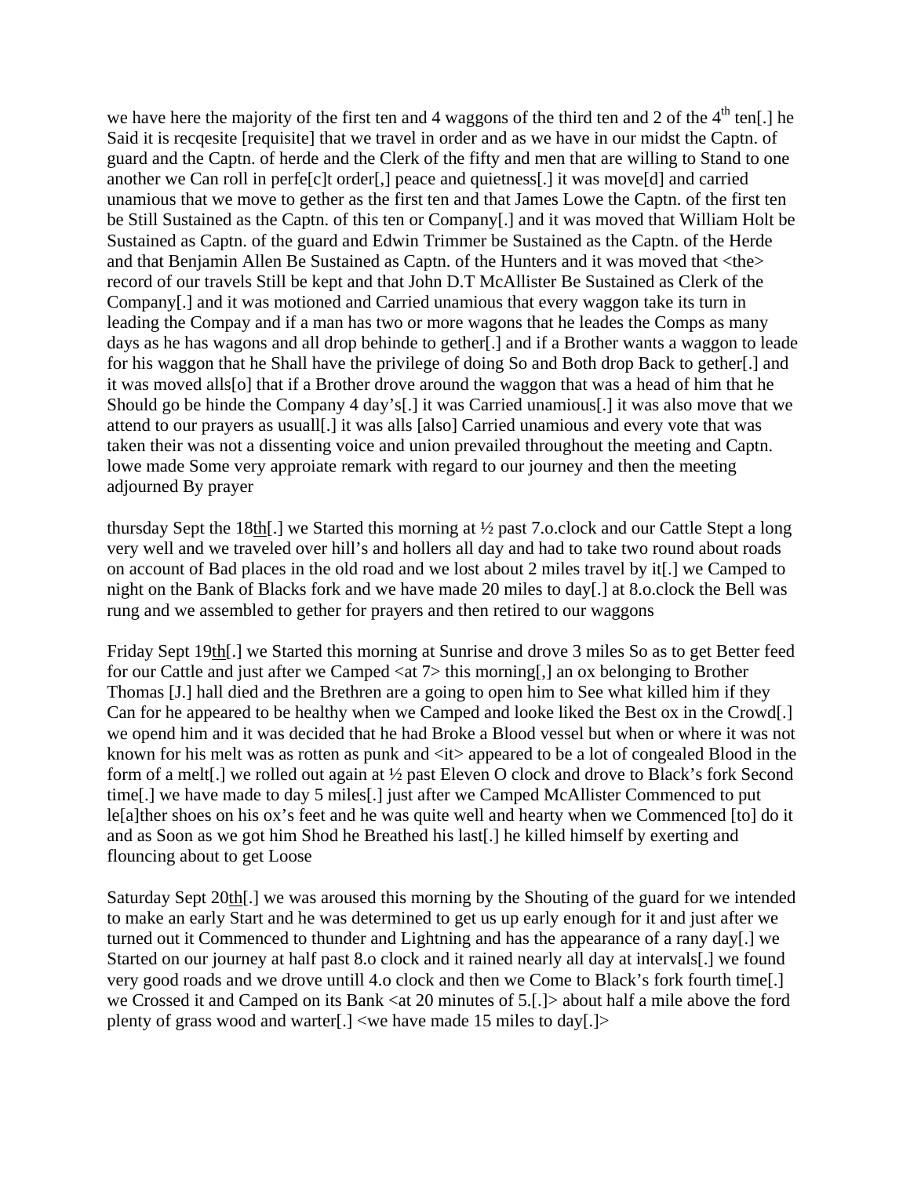we have here the majority of the first ten and 4 waggons of the third ten and 2 of the 4th ten[.] he Said it is recqesite [requisite] that we travel in order and as we have in our midst the Captn. of guard and the Captn. of herde and the Clerk of the fifty and men that are willing to Stand to one another we Can roll in perfe[c]t order[,] peace and quietness[.] it was move[d] and carried unamious that we move to gether as the first ten and that James Lowe the Captn. of the first ten be Still Sustained as the Captn. of this ten or Company[.] and it was moved that William Holt be Sustained as Captn. of the guard and Edwin Trimmer be Sustained as the Captn. of the Herde and that Benjamin Allen Be Sustained as Captn. of the Hunters and it was moved that <the> record of our travels Still be kept and that John D.T McAllister Be Sustained as Clerk of the Company[.] and it was motioned and Carried unamious that every waggon take its turn in leading the Compay and if a man has two or more wagons that he leades the Comps as many days as he has wagons and all drop behinde to gether[.] and if a Brother wants a waggon to leade for his waggon that he Shall have the privilege of doing So and Both drop Back to gether[.] and it was moved alls[o] that if a Brother drove around the waggon that was a head of him that he Should go be hinde the Company 4 day's[.] it was Carried unamious[.] it was also move that we attend to our prayers as usuall[.] it was alls [also] Carried unamious and every vote that was taken their was not a dissenting voice and union prevailed throughout the meeting and Captn. lowe made Some very approiate remark with regard to our journey and then the meeting adjourned By prayer

thursday Sept the 18th[.] we Started this morning at ½ past 7.o.clock and our Cattle Stept a long very well and we traveled over hill's and hollers all day and had to take two round about roads on account of Bad places in the old road and we lost about 2 miles travel by it[.] we Camped to night on the Bank of Blacks fork and we have made 20 miles to day[.] at 8.o.clock the Bell was rung and we assembled to gether for prayers and then retired to our waggons

Friday Sept 19th[.] we Started this morning at Sunrise and drove 3 miles So as to get Better feed for our Cattle and just after we Camped <at 7> this morning[,] an ox belonging to Brother Thomas [J.] hall died and the Brethren are a going to open him to See what killed him if they Can for he appeared to be healthy when we Camped and looke liked the Best ox in the Crowd[.] we opend him and it was decided that he had Broke a Blood vessel but when or where it was not known for his melt was as rotten as punk and <it> appeared to be a lot of congealed Blood in the form of a melt[.] we rolled out again at ½ past Eleven O clock and drove to Black's fork Second time[.] we have made to day 5 miles[.] just after we Camped McAllister Commenced to put le[a]ther shoes on his ox's feet and he was quite well and hearty when we Commenced [to] do it and as Soon as we got him Shod he Breathed his last[.] he killed himself by exerting and flouncing about to get Loose

Saturday Sept 20th[.] we was aroused this morning by the Shouting of the guard for we intended to make an early Start and he was determined to get us up early enough for it and just after we turned out it Commenced to thunder and Lightning and has the appearance of a rany day[.] we Started on our journey at half past 8.o clock and it rained nearly all day at intervals[.] we found very good roads and we drove untill 4.o clock and then we Come to Black's fork fourth time[.] we Crossed it and Camped on its Bank <at 20 minutes of 5.[.]> about half a mile above the ford plenty of grass wood and warter[.] <we have made 15 miles to day[.]>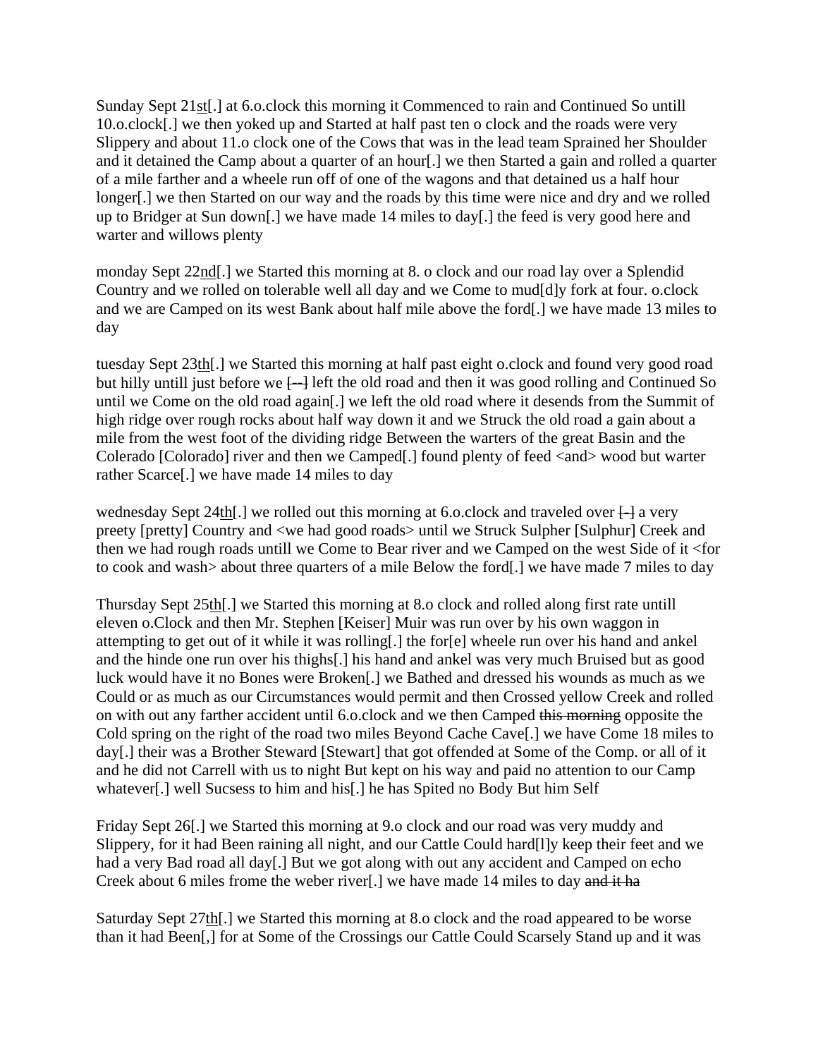Sunday Sept 21st[.] at 6.o.clock this morning it Commenced to rain and Continued So untill 10.o.clock[.] we then yoked up and Started at half past ten o clock and the roads were very Slippery and about 11.o clock one of the Cows that was in the lead team Sprained her Shoulder and it detained the Camp about a quarter of an hour[.] we then Started a gain and rolled a quarter of a mile farther and a wheele run off of one of the wagons and that detained us a half hour longer[.] we then Started on our way and the roads by this time were nice and dry and we rolled up to Bridger at Sun down[.] we have made 14 miles to day[.] the feed is very good here and warter and willows plenty

monday Sept 22nd[.] we Started this morning at 8. o clock and our road lay over a Splendid Country and we rolled on tolerable well all day and we Come to mud[d]y fork at four. o.clock and we are Camped on its west Bank about half mile above the ford[.] we have made 13 miles to day

tuesday Sept 23th[.] we Started this morning at half past eight o.clock and found very good road but hilly untill just before we ~~[--]~~ left the old road and then it was good rolling and Continued So until we Come on the old road again[.] we left the old road where it desends from the Summit of high ridge over rough rocks about half way down it and we Struck the old road a gain about a mile from the west foot of the dividing ridge Between the warters of the great Basin and the Colerado [Colorado] river and then we Camped[.] found plenty of feed <and> wood but warter rather Scarce[.] we have made 14 miles to day

wednesday Sept 24th[.] we rolled out this morning at 6.o.clock and traveled over ~~[-]~~ a very preety [pretty] Country and <we had good roads> until we Struck Sulpher [Sulphur] Creek and then we had rough roads untill we Come to Bear river and we Camped on the west Side of it <for to cook and wash> about three quarters of a mile Below the ford[.] we have made 7 miles to day

Thursday Sept 25th[.] we Started this morning at 8.o clock and rolled along first rate untill eleven o.Clock and then Mr. Stephen [Keiser] Muir was run over by his own waggon in attempting to get out of it while it was rolling[.] the for[e] wheele run over his hand and ankel and the hinde one run over his thighs[.] his hand and ankel was very much Bruised but as good luck would have it no Bones were Broken[.] we Bathed and dressed his wounds as much as we Could or as much as our Circumstances would permit and then Crossed yellow Creek and rolled on with out any farther accident until 6.o.clock and we then Camped ~~this morning~~ opposite the Cold spring on the right of the road two miles Beyond Cache Cave[.] we have Come 18 miles to day[.] their was a Brother Steward [Stewart] that got offended at Some of the Comp. or all of it and he did not Carrell with us to night But kept on his way and paid no attention to our Camp whatever[.] well Sucsess to him and his[.] he has Spited no Body But him Self

Friday Sept 26[.] we Started this morning at 9.o clock and our road was very muddy and Slippery, for it had Been raining all night, and our Cattle Could hard[l]y keep their feet and we had a very Bad road all day[.] But we got along with out any accident and Camped on echo Creek about 6 miles frome the weber river[.] we have made 14 miles to day ~~and it ha~~

Saturday Sept 27th[.] we Started this morning at 8.o clock and the road appeared to be worse than it had Been[,] for at Some of the Crossings our Cattle Could Scarsely Stand up and it was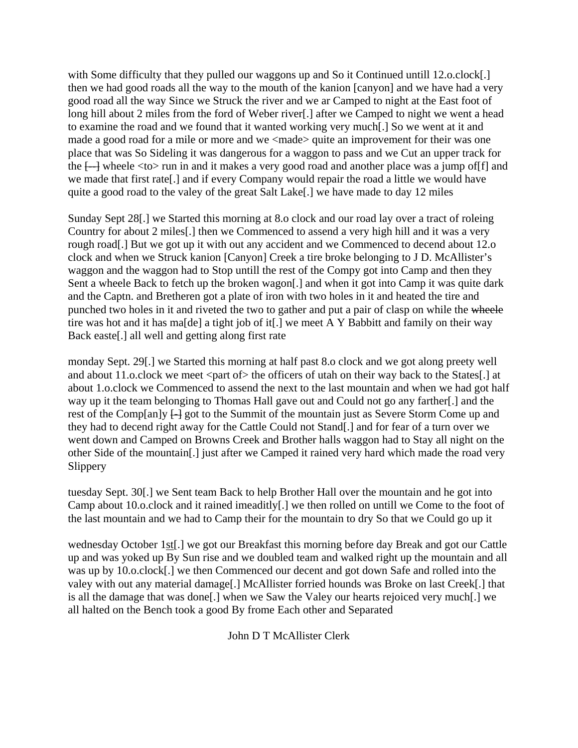with Some difficulty that they pulled our waggons up and So it Continued untill 12.o.clock[.] then we had good roads all the way to the mouth of the kanion [canyon] and we have had a very good road all the way Since we Struck the river and we ar Camped to night at the East foot of long hill about 2 miles from the ford of Weber river[.] after we Camped to night we went a head to examine the road and we found that it wanted working very much[.] So we went at it and made a good road for a mile or more and we <made> quite an improvement for their was one place that was So Sideling it was dangerous for a waggon to pass and we Cut an upper track for the ~~[--]~~ wheele <to> run in and it makes a very good road and another place was a jump of[f] and we made that first rate[.] and if every Company would repair the road a little we would have quite a good road to the valey of the great Salt Lake[.] we have made to day 12 miles

Sunday Sept 28[.] we Started this morning at 8.o clock and our road lay over a tract of roleing Country for about 2 miles[.] then we Commenced to assend a very high hill and it was a very rough road[.] But we got up it with out any accident and we Commenced to decend about 12.o clock and when we Struck kanion [Canyon] Creek a tire broke belonging to J D. McAllister's waggon and the waggon had to Stop untill the rest of the Compy got into Camp and then they Sent a wheele Back to fetch up the broken wagon[.] and when it got into Camp it was quite dark and the Captn. and Bretheren got a plate of iron with two holes in it and heated the tire and punched two holes in it and riveted the two to gather and put a pair of clasp on while the ~~wheele~~ tire was hot and it has ma[de] a tight job of it[.] we meet A Y Babbitt and family on their way Back easte[.] all well and getting along first rate

monday Sept. 29[.] we Started this morning at half past 8.o clock and we got along preety well and about 11.o.clock we meet <part of> the officers of utah on their way back to the States[.] at about 1.o.clock we Commenced to assend the next to the last mountain and when we had got half way up it the team belonging to Thomas Hall gave out and Could not go any farther[.] and the rest of the Comp[an]y ~~[-]~~ got to the Summit of the mountain just as Severe Storm Come up and they had to decend right away for the Cattle Could not Stand[.] and for fear of a turn over we went down and Camped on Browns Creek and Brother halls waggon had to Stay all night on the other Side of the mountain[.] just after we Camped it rained very hard which made the road very Slippery

tuesday Sept. 30[.] we Sent team Back to help Brother Hall over the mountain and he got into Camp about 10.o.clock and it rained imeaditly[.] we then rolled on untill we Come to the foot of the last mountain and we had to Camp their for the mountain to dry So that we Could go up it

wednesday October 1st[.] we got our Breakfast this morning before day Break and got our Cattle up and was yoked up By Sun rise and we doubled team and walked right up the mountain and all was up by 10.o.clock[.] we then Commenced our decent and got down Safe and rolled into the valey with out any material damage[.] McAllister forried hounds was Broke on last Creek[.] that is all the damage that was done[.] when we Saw the Valey our hearts rejoiced very much[.] we all halted on the Bench took a good By frome Each other and Separated

John D T McAllister Clerk